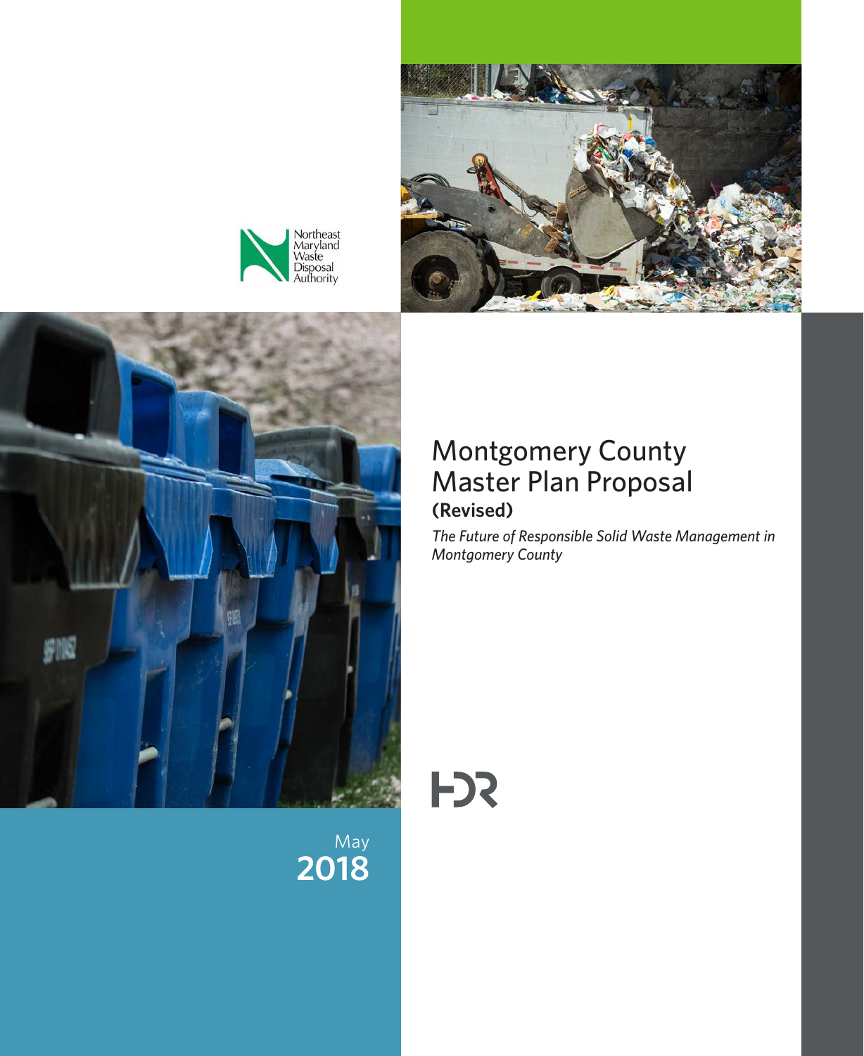Northeast Maryland Waste Disposal Authority

# Montgomery County Master Plan Proposal

**(Revised)**

*The Future of Responsible Solid Waste Management in Montgomery County*

HDR

May
**2018**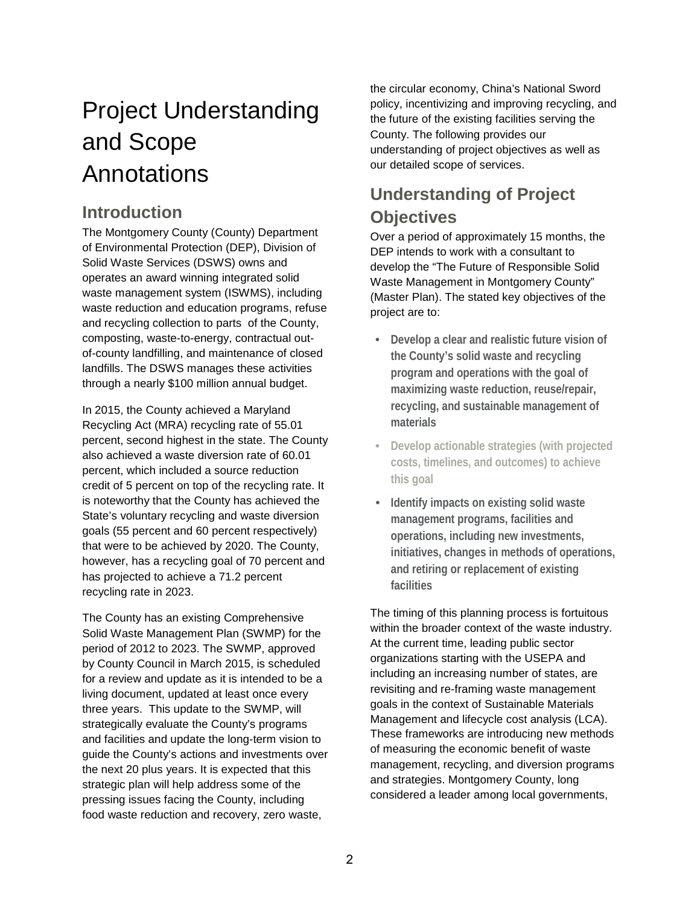# Project Understanding and Scope Annotations

## Introduction

The Montgomery County (County) Department of Environmental Protection (DEP), Division of Solid Waste Services (DSWS) owns and operates an award winning integrated solid waste management system (ISWMS), including waste reduction and education programs, refuse and recycling collection to parts of the County, composting, waste-to-energy, contractual out-of-county landfilling, and maintenance of closed landfills. The DSWS manages these activities through a nearly $100 million annual budget.

In 2015, the County achieved a Maryland Recycling Act (MRA) recycling rate of 55.01 percent, second highest in the state. The County also achieved a waste diversion rate of 60.01 percent, which included a source reduction credit of 5 percent on top of the recycling rate. It is noteworthy that the County has achieved the State's voluntary recycling and waste diversion goals (55 percent and 60 percent respectively) that were to be achieved by 2020. The County, however, has a recycling goal of 70 percent and has projected to achieve a 71.2 percent recycling rate in 2023.

The County has an existing Comprehensive Solid Waste Management Plan (SWMP) for the period of 2012 to 2023. The SWMP, approved by County Council in March 2015, is scheduled for a review and update as it is intended to be a living document, updated at least once every three years. This update to the SWMP, will strategically evaluate the County's programs and facilities and update the long-term vision to guide the County's actions and investments over the next 20 plus years. It is expected that this strategic plan will help address some of the pressing issues facing the County, including food waste reduction and recovery, zero waste, the circular economy, China's National Sword policy, incentivizing and improving recycling, and the future of the existing facilities serving the County. The following provides our understanding of project objectives as well as our detailed scope of services.

## Understanding of Project Objectives

Over a period of approximately 15 months, the DEP intends to work with a consultant to develop the "The Future of Responsible Solid Waste Management in Montgomery County" (Master Plan). The stated key objectives of the project are to:

- **Develop a clear and realistic future vision of the County's solid waste and recycling program and operations with the goal of maximizing waste reduction, reuse/repair, recycling, and sustainable management of materials**
- **Develop actionable strategies (with projected costs, timelines, and outcomes) to achieve this goal**
- **Identify impacts on existing solid waste management programs, facilities and operations, including new investments, initiatives, changes in methods of operations, and retiring or replacement of existing facilities**

The timing of this planning process is fortuitous within the broader context of the waste industry. At the current time, leading public sector organizations starting with the USEPA and including an increasing number of states, are revisiting and re-framing waste management goals in the context of Sustainable Materials Management and lifecycle cost analysis (LCA). These frameworks are introducing new methods of measuring the economic benefit of waste management, recycling, and diversion programs and strategies. Montgomery County, long considered a leader among local governments,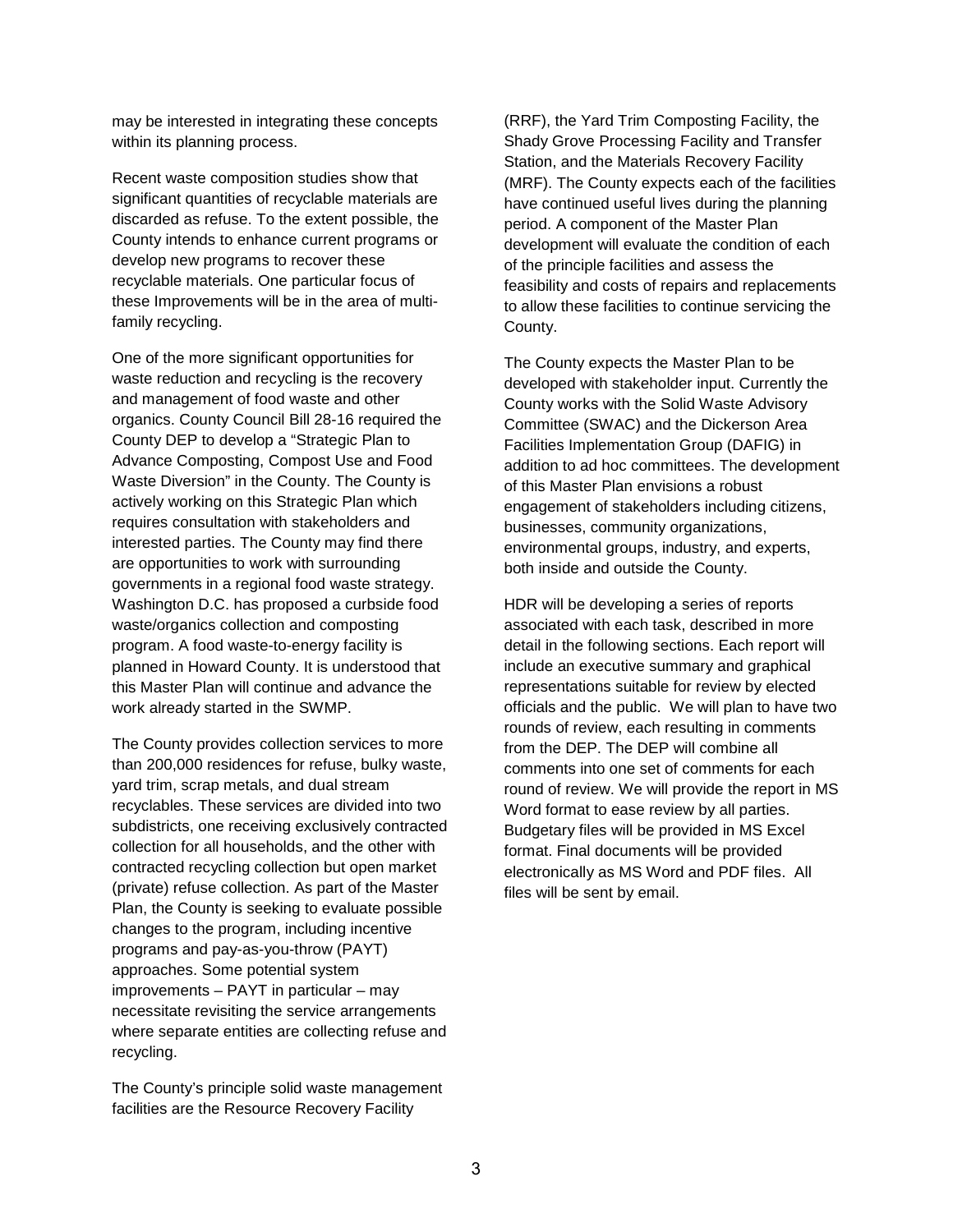may be interested in integrating these concepts within its planning process.

Recent waste composition studies show that significant quantities of recyclable materials are discarded as refuse. To the extent possible, the County intends to enhance current programs or develop new programs to recover these recyclable materials. One particular focus of these Improvements will be in the area of multi-family recycling.

One of the more significant opportunities for waste reduction and recycling is the recovery and management of food waste and other organics. County Council Bill 28-16 required the County DEP to develop a "Strategic Plan to Advance Composting, Compost Use and Food Waste Diversion" in the County. The County is actively working on this Strategic Plan which requires consultation with stakeholders and interested parties. The County may find there are opportunities to work with surrounding governments in a regional food waste strategy. Washington D.C. has proposed a curbside food waste/organics collection and composting program. A food waste-to-energy facility is planned in Howard County. It is understood that this Master Plan will continue and advance the work already started in the SWMP.

The County provides collection services to more than 200,000 residences for refuse, bulky waste, yard trim, scrap metals, and dual stream recyclables. These services are divided into two subdistricts, one receiving exclusively contracted collection for all households, and the other with contracted recycling collection but open market (private) refuse collection. As part of the Master Plan, the County is seeking to evaluate possible changes to the program, including incentive programs and pay-as-you-throw (PAYT) approaches. Some potential system improvements – PAYT in particular – may necessitate revisiting the service arrangements where separate entities are collecting refuse and recycling.

The County's principle solid waste management facilities are the Resource Recovery Facility (RRF), the Yard Trim Composting Facility, the Shady Grove Processing Facility and Transfer Station, and the Materials Recovery Facility (MRF). The County expects each of the facilities have continued useful lives during the planning period. A component of the Master Plan development will evaluate the condition of each of the principle facilities and assess the feasibility and costs of repairs and replacements to allow these facilities to continue servicing the County.

The County expects the Master Plan to be developed with stakeholder input. Currently the County works with the Solid Waste Advisory Committee (SWAC) and the Dickerson Area Facilities Implementation Group (DAFIG) in addition to ad hoc committees. The development of this Master Plan envisions a robust engagement of stakeholders including citizens, businesses, community organizations, environmental groups, industry, and experts, both inside and outside the County.

HDR will be developing a series of reports associated with each task, described in more detail in the following sections. Each report will include an executive summary and graphical representations suitable for review by elected officials and the public. We will plan to have two rounds of review, each resulting in comments from the DEP. The DEP will combine all comments into one set of comments for each round of review. We will provide the report in MS Word format to ease review by all parties. Budgetary files will be provided in MS Excel format. Final documents will be provided electronically as MS Word and PDF files. All files will be sent by email.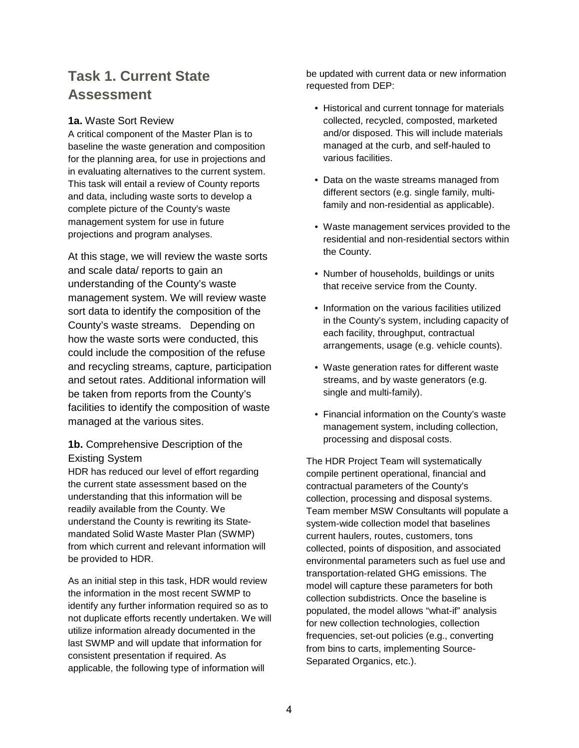## Task 1. Current State Assessment

### 1a. Waste Sort Review

A critical component of the Master Plan is to baseline the waste generation and composition for the planning area, for use in projections and in evaluating alternatives to the current system. This task will entail a review of County reports and data, including waste sorts to develop a complete picture of the County's waste management system for use in future projections and program analyses.

At this stage, we will review the waste sorts and scale data/ reports to gain an understanding of the County's waste management system. We will review waste sort data to identify the composition of the County's waste streams. Depending on how the waste sorts were conducted, this could include the composition of the refuse and recycling streams, capture, participation and setout rates. Additional information will be taken from reports from the County's facilities to identify the composition of waste managed at the various sites.

### 1b. Comprehensive Description of the Existing System

HDR has reduced our level of effort regarding the current state assessment based on the understanding that this information will be readily available from the County. We understand the County is rewriting its State-mandated Solid Waste Master Plan (SWMP) from which current and relevant information will be provided to HDR.

As an initial step in this task, HDR would review the information in the most recent SWMP to identify any further information required so as to not duplicate efforts recently undertaken. We will utilize information already documented in the last SWMP and will update that information for consistent presentation if required. As applicable, the following type of information will be updated with current data or new information requested from DEP:

- Historical and current tonnage for materials collected, recycled, composted, marketed and/or disposed. This will include materials managed at the curb, and self-hauled to various facilities.
- Data on the waste streams managed from different sectors (e.g. single family, multi-family and non-residential as applicable).
- Waste management services provided to the residential and non-residential sectors within the County.
- Number of households, buildings or units that receive service from the County.
- Information on the various facilities utilized in the County's system, including capacity of each facility, throughput, contractual arrangements, usage (e.g. vehicle counts).
- Waste generation rates for different waste streams, and by waste generators (e.g. single and multi-family).
- Financial information on the County's waste management system, including collection, processing and disposal costs.

The HDR Project Team will systematically compile pertinent operational, financial and contractual parameters of the County's collection, processing and disposal systems. Team member MSW Consultants will populate a system-wide collection model that baselines current haulers, routes, customers, tons collected, points of disposition, and associated environmental parameters such as fuel use and transportation-related GHG emissions. The model will capture these parameters for both collection subdistricts. Once the baseline is populated, the model allows "what-if" analysis for new collection technologies, collection frequencies, set-out policies (e.g., converting from bins to carts, implementing Source-Separated Organics, etc.).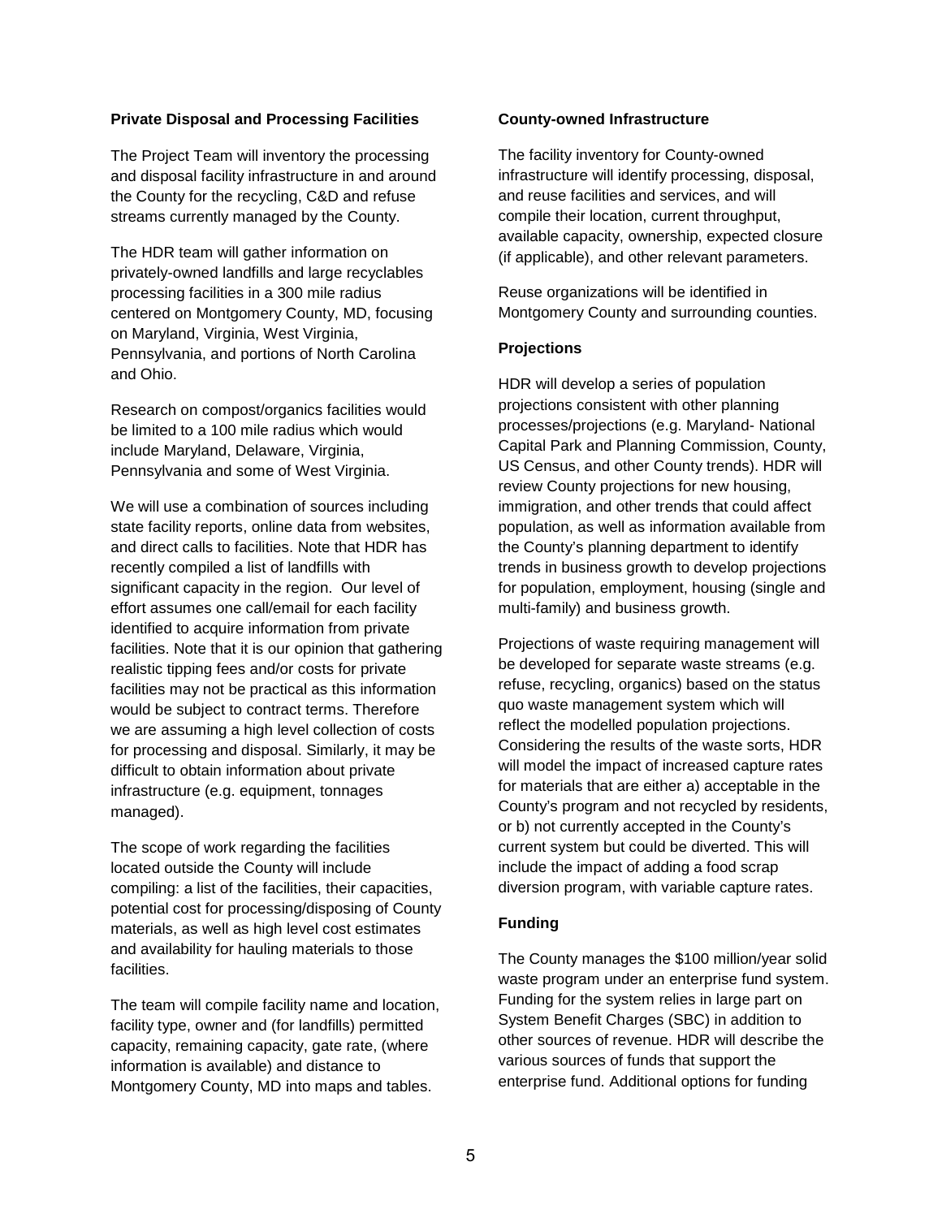**Private Disposal and Processing Facilities**

The Project Team will inventory the processing and disposal facility infrastructure in and around the County for the recycling, C&D and refuse streams currently managed by the County.

The HDR team will gather information on privately-owned landfills and large recyclables processing facilities in a 300 mile radius centered on Montgomery County, MD, focusing on Maryland, Virginia, West Virginia, Pennsylvania, and portions of North Carolina and Ohio.

Research on compost/organics facilities would be limited to a 100 mile radius which would include Maryland, Delaware, Virginia, Pennsylvania and some of West Virginia.

We will use a combination of sources including state facility reports, online data from websites, and direct calls to facilities. Note that HDR has recently compiled a list of landfills with significant capacity in the region. Our level of effort assumes one call/email for each facility identified to acquire information from private facilities. Note that it is our opinion that gathering realistic tipping fees and/or costs for private facilities may not be practical as this information would be subject to contract terms. Therefore we are assuming a high level collection of costs for processing and disposal. Similarly, it may be difficult to obtain information about private infrastructure (e.g. equipment, tonnages managed).

The scope of work regarding the facilities located outside the County will include compiling: a list of the facilities, their capacities, potential cost for processing/disposing of County materials, as well as high level cost estimates and availability for hauling materials to those facilities.

The team will compile facility name and location, facility type, owner and (for landfills) permitted capacity, remaining capacity, gate rate, (where information is available) and distance to Montgomery County, MD into maps and tables.

**County-owned Infrastructure**

The facility inventory for County-owned infrastructure will identify processing, disposal, and reuse facilities and services, and will compile their location, current throughput, available capacity, ownership, expected closure (if applicable), and other relevant parameters.

Reuse organizations will be identified in Montgomery County and surrounding counties.

**Projections**

HDR will develop a series of population projections consistent with other planning processes/projections (e.g. Maryland- National Capital Park and Planning Commission, County, US Census, and other County trends). HDR will review County projections for new housing, immigration, and other trends that could affect population, as well as information available from the County's planning department to identify trends in business growth to develop projections for population, employment, housing (single and multi-family) and business growth.

Projections of waste requiring management will be developed for separate waste streams (e.g. refuse, recycling, organics) based on the status quo waste management system which will reflect the modelled population projections. Considering the results of the waste sorts, HDR will model the impact of increased capture rates for materials that are either a) acceptable in the County's program and not recycled by residents, or b) not currently accepted in the County's current system but could be diverted. This will include the impact of adding a food scrap diversion program, with variable capture rates.

**Funding**

The County manages the $100 million/year solid waste program under an enterprise fund system. Funding for the system relies in large part on System Benefit Charges (SBC) in addition to other sources of revenue. HDR will describe the various sources of funds that support the enterprise fund. Additional options for funding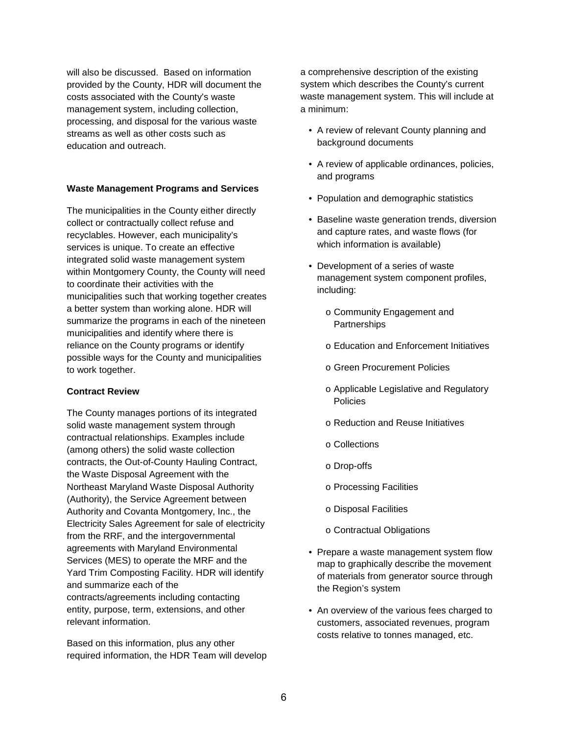will also be discussed. Based on information provided by the County, HDR will document the costs associated with the County's waste management system, including collection, processing, and disposal for the various waste streams as well as other costs such as education and outreach.

**Waste Management Programs and Services**

The municipalities in the County either directly collect or contractually collect refuse and recyclables. However, each municipality's services is unique. To create an effective integrated solid waste management system within Montgomery County, the County will need to coordinate their activities with the municipalities such that working together creates a better system than working alone. HDR will summarize the programs in each of the nineteen municipalities and identify where there is reliance on the County programs or identify possible ways for the County and municipalities to work together.

**Contract Review**

The County manages portions of its integrated solid waste management system through contractual relationships. Examples include (among others) the solid waste collection contracts, the Out-of-County Hauling Contract, the Waste Disposal Agreement with the Northeast Maryland Waste Disposal Authority (Authority), the Service Agreement between Authority and Covanta Montgomery, Inc., the Electricity Sales Agreement for sale of electricity from the RRF, and the intergovernmental agreements with Maryland Environmental Services (MES) to operate the MRF and the Yard Trim Composting Facility. HDR will identify and summarize each of the contracts/agreements including contacting entity, purpose, term, extensions, and other relevant information.

Based on this information, plus any other required information, the HDR Team will develop a comprehensive description of the existing system which describes the County's current waste management system. This will include at a minimum:

- A review of relevant County planning and background documents
- A review of applicable ordinances, policies, and programs
- Population and demographic statistics
- Baseline waste generation trends, diversion and capture rates, and waste flows (for which information is available)
- Development of a series of waste management system component profiles, including:
    - Community Engagement and Partnerships
    - Education and Enforcement Initiatives
    - Green Procurement Policies
    - Applicable Legislative and Regulatory Policies
    - Reduction and Reuse Initiatives
    - Collections
    - Drop-offs
    - Processing Facilities
    - Disposal Facilities
    - Contractual Obligations
- Prepare a waste management system flow map to graphically describe the movement of materials from generator source through the Region's system
- An overview of the various fees charged to customers, associated revenues, program costs relative to tonnes managed, etc.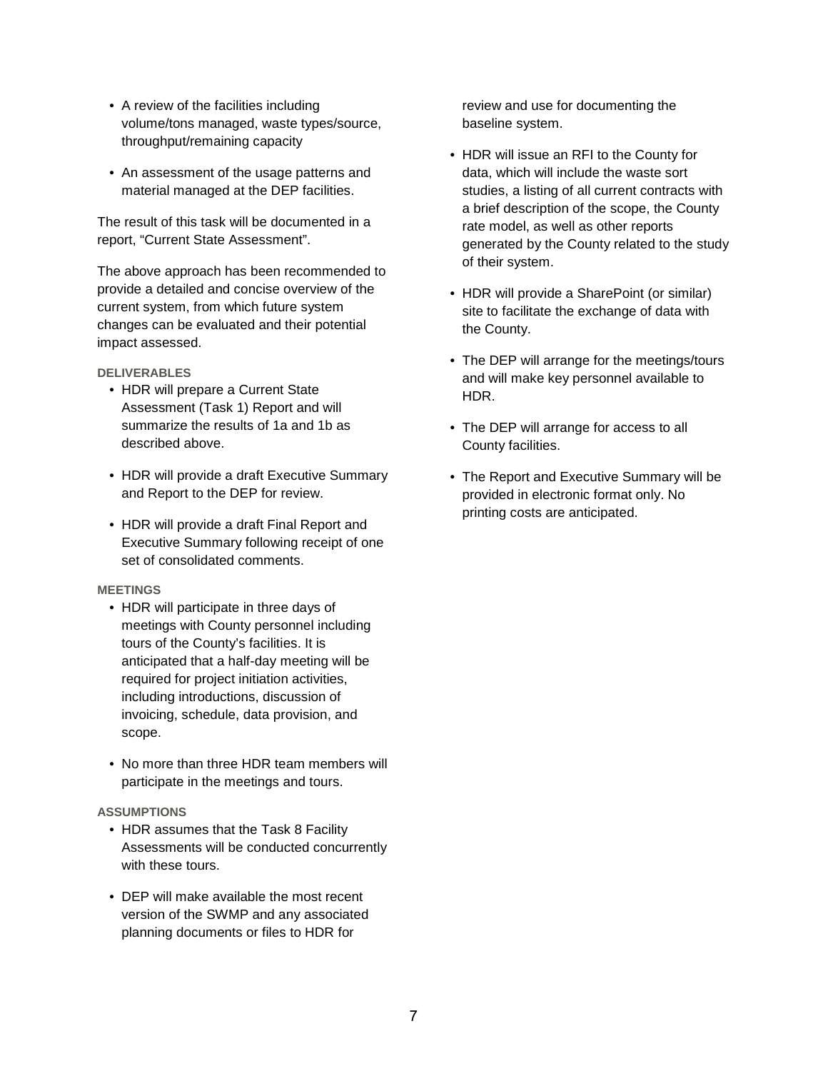- A review of the facilities including volume/tons managed, waste types/source, throughput/remaining capacity
- An assessment of the usage patterns and material managed at the DEP facilities.

The result of this task will be documented in a report, "Current State Assessment".

The above approach has been recommended to provide a detailed and concise overview of the current system, from which future system changes can be evaluated and their potential impact assessed.

#### DELIVERABLES

- HDR will prepare a Current State Assessment (Task 1) Report and will summarize the results of 1a and 1b as described above.
- HDR will provide a draft Executive Summary and Report to the DEP for review.
- HDR will provide a draft Final Report and Executive Summary following receipt of one set of consolidated comments.

#### MEETINGS

- HDR will participate in three days of meetings with County personnel including tours of the County's facilities. It is anticipated that a half-day meeting will be required for project initiation activities, including introductions, discussion of invoicing, schedule, data provision, and scope.
- No more than three HDR team members will participate in the meetings and tours.

#### ASSUMPTIONS

- HDR assumes that the Task 8 Facility Assessments will be conducted concurrently with these tours.
- DEP will make available the most recent version of the SWMP and any associated planning documents or files to HDR for review and use for documenting the baseline system.
- HDR will issue an RFI to the County for data, which will include the waste sort studies, a listing of all current contracts with a brief description of the scope, the County rate model, as well as other reports generated by the County related to the study of their system.
- HDR will provide a SharePoint (or similar) site to facilitate the exchange of data with the County.
- The DEP will arrange for the meetings/tours and will make key personnel available to HDR.
- The DEP will arrange for access to all County facilities.
- The Report and Executive Summary will be provided in electronic format only. No printing costs are anticipated.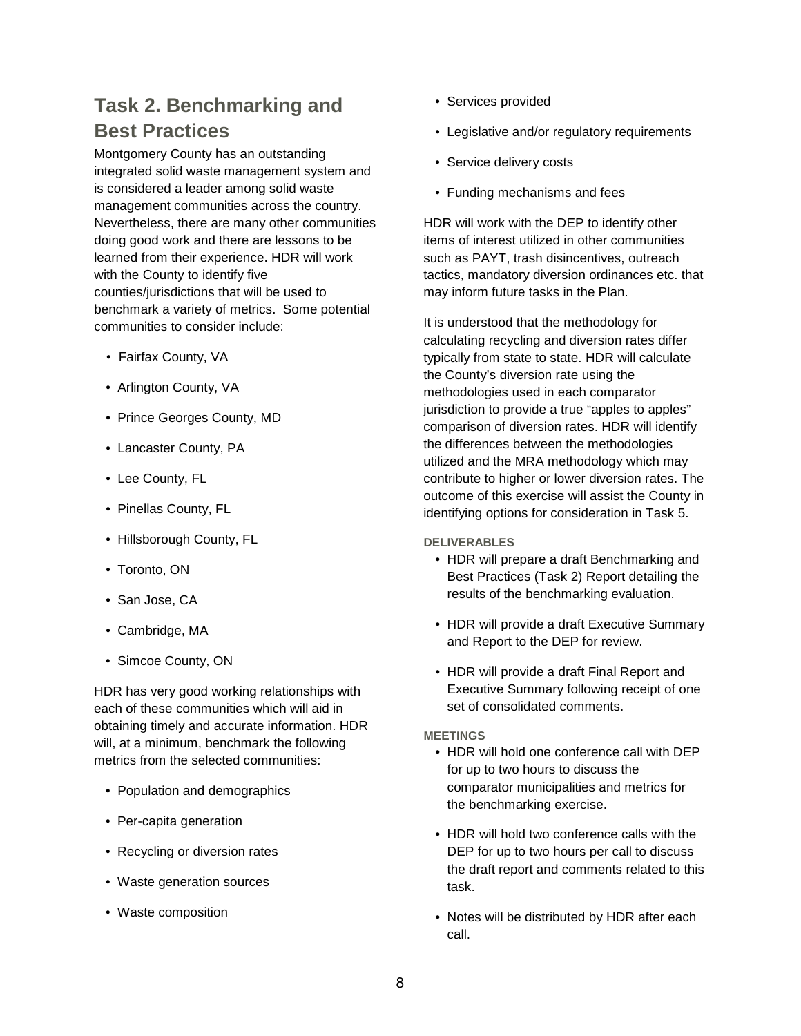## Task 2. Benchmarking and Best Practices

Montgomery County has an outstanding integrated solid waste management system and is considered a leader among solid waste management communities across the country. Nevertheless, there are many other communities doing good work and there are lessons to be learned from their experience. HDR will work with the County to identify five counties/jurisdictions that will be used to benchmark a variety of metrics. Some potential communities to consider include:

- Fairfax County, VA
- Arlington County, VA
- Prince Georges County, MD
- Lancaster County, PA
- Lee County, FL
- Pinellas County, FL
- Hillsborough County, FL
- Toronto, ON
- San Jose, CA
- Cambridge, MA
- Simcoe County, ON

HDR has very good working relationships with each of these communities which will aid in obtaining timely and accurate information. HDR will, at a minimum, benchmark the following metrics from the selected communities:

- Population and demographics
- Per-capita generation
- Recycling or diversion rates
- Waste generation sources
- Waste composition
- Services provided
- Legislative and/or regulatory requirements
- Service delivery costs
- Funding mechanisms and fees

HDR will work with the DEP to identify other items of interest utilized in other communities such as PAYT, trash disincentives, outreach tactics, mandatory diversion ordinances etc. that may inform future tasks in the Plan.

It is understood that the methodology for calculating recycling and diversion rates differ typically from state to state. HDR will calculate the County's diversion rate using the methodologies used in each comparator jurisdiction to provide a true "apples to apples" comparison of diversion rates. HDR will identify the differences between the methodologies utilized and the MRA methodology which may contribute to higher or lower diversion rates. The outcome of this exercise will assist the County in identifying options for consideration in Task 5.

#### DELIVERABLES

- HDR will prepare a draft Benchmarking and Best Practices (Task 2) Report detailing the results of the benchmarking evaluation.
- HDR will provide a draft Executive Summary and Report to the DEP for review.
- HDR will provide a draft Final Report and Executive Summary following receipt of one set of consolidated comments.

#### MEETINGS

- HDR will hold one conference call with DEP for up to two hours to discuss the comparator municipalities and metrics for the benchmarking exercise.
- HDR will hold two conference calls with the DEP for up to two hours per call to discuss the draft report and comments related to this task.
- Notes will be distributed by HDR after each call.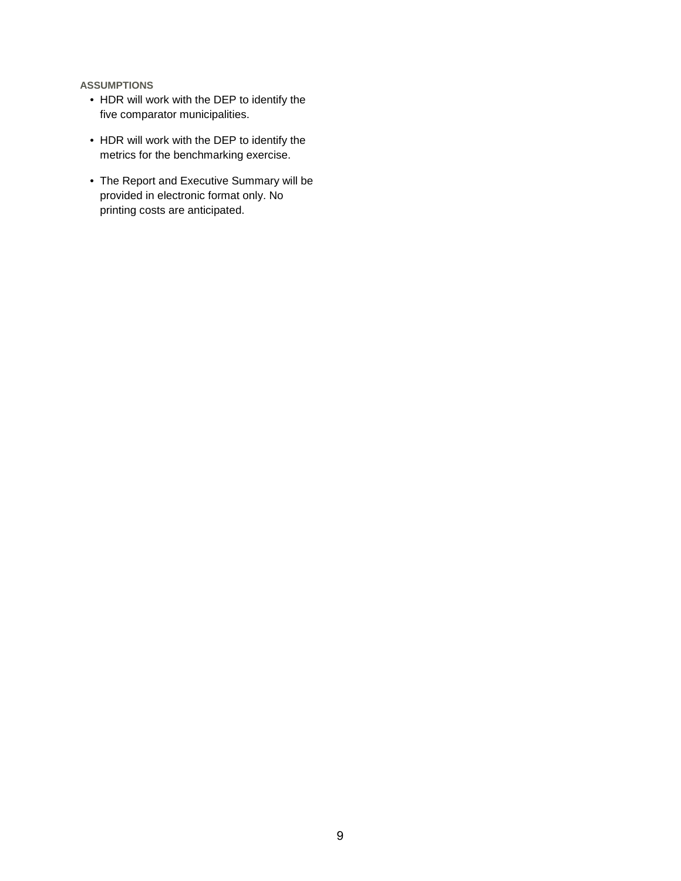#### ASSUMPTIONS

- HDR will work with the DEP to identify the five comparator municipalities.
- HDR will work with the DEP to identify the metrics for the benchmarking exercise.
- The Report and Executive Summary will be provided in electronic format only. No printing costs are anticipated.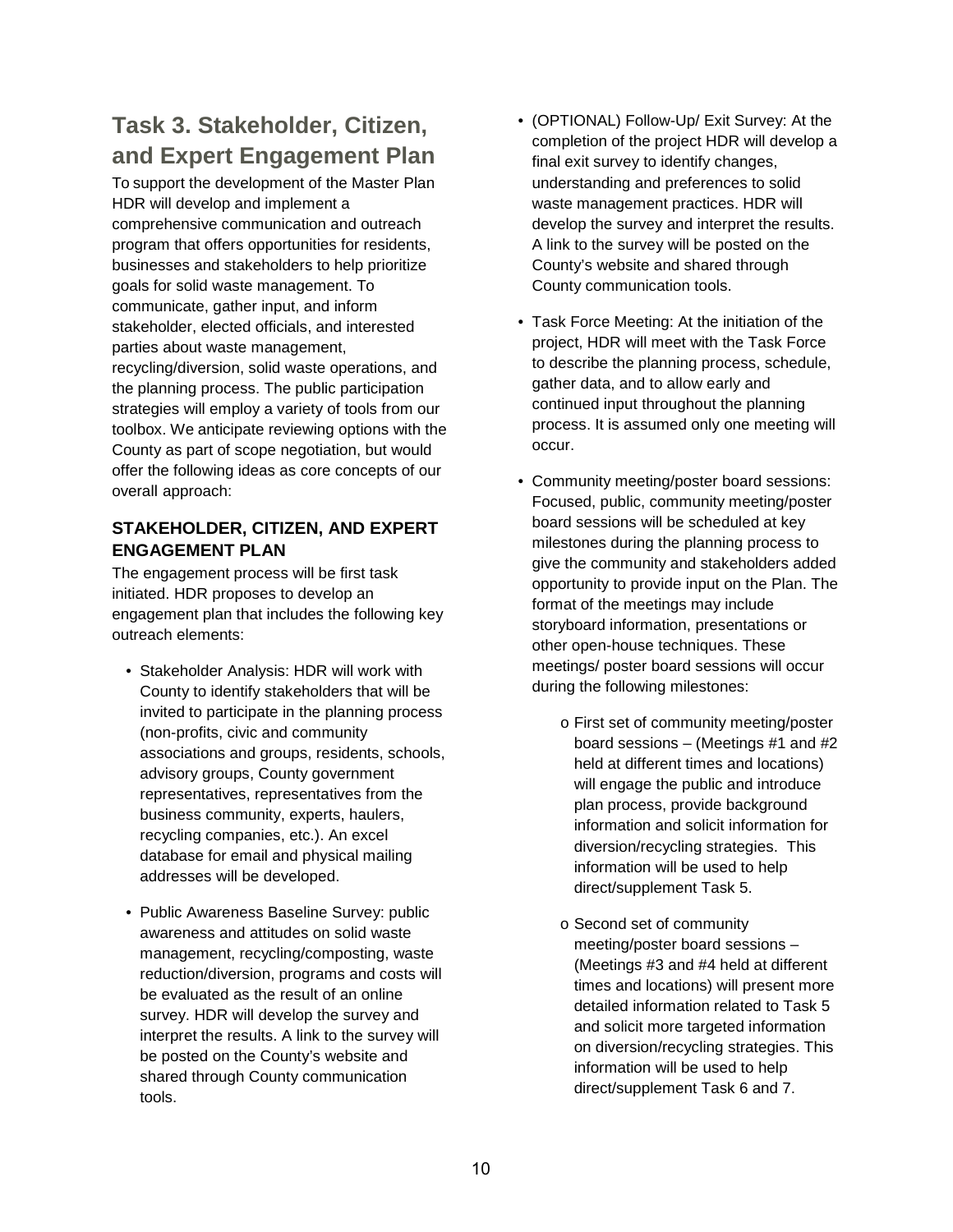## Task 3. Stakeholder, Citizen, and Expert Engagement Plan

To support the development of the Master Plan HDR will develop and implement a comprehensive communication and outreach program that offers opportunities for residents, businesses and stakeholders to help prioritize goals for solid waste management. To communicate, gather input, and inform stakeholder, elected officials, and interested parties about waste management, recycling/diversion, solid waste operations, and the planning process. The public participation strategies will employ a variety of tools from our toolbox. We anticipate reviewing options with the County as part of scope negotiation, but would offer the following ideas as core concepts of our overall approach:

### STAKEHOLDER, CITIZEN, AND EXPERT ENGAGEMENT PLAN

The engagement process will be first task initiated. HDR proposes to develop an engagement plan that includes the following key outreach elements:

- Stakeholder Analysis: HDR will work with County to identify stakeholders that will be invited to participate in the planning process (non-profits, civic and community associations and groups, residents, schools, advisory groups, County government representatives, representatives from the business community, experts, haulers, recycling companies, etc.). An excel database for email and physical mailing addresses will be developed.
- Public Awareness Baseline Survey: public awareness and attitudes on solid waste management, recycling/composting, waste reduction/diversion, programs and costs will be evaluated as the result of an online survey. HDR will develop the survey and interpret the results. A link to the survey will be posted on the County's website and shared through County communication tools.
- (OPTIONAL) Follow-Up/ Exit Survey: At the completion of the project HDR will develop a final exit survey to identify changes, understanding and preferences to solid waste management practices. HDR will develop the survey and interpret the results. A link to the survey will be posted on the County's website and shared through County communication tools.
- Task Force Meeting: At the initiation of the project, HDR will meet with the Task Force to describe the planning process, schedule, gather data, and to allow early and continued input throughout the planning process. It is assumed only one meeting will occur.
- Community meeting/poster board sessions: Focused, public, community meeting/poster board sessions will be scheduled at key milestones during the planning process to give the community and stakeholders added opportunity to provide input on the Plan. The format of the meetings may include storyboard information, presentations or other open-house techniques. These meetings/ poster board sessions will occur during the following milestones:
  - First set of community meeting/poster board sessions – (Meetings #1 and #2 held at different times and locations) will engage the public and introduce plan process, provide background information and solicit information for diversion/recycling strategies. This information will be used to help direct/supplement Task 5.
  - Second set of community meeting/poster board sessions – (Meetings #3 and #4 held at different times and locations) will present more detailed information related to Task 5 and solicit more targeted information on diversion/recycling strategies. This information will be used to help direct/supplement Task 6 and 7.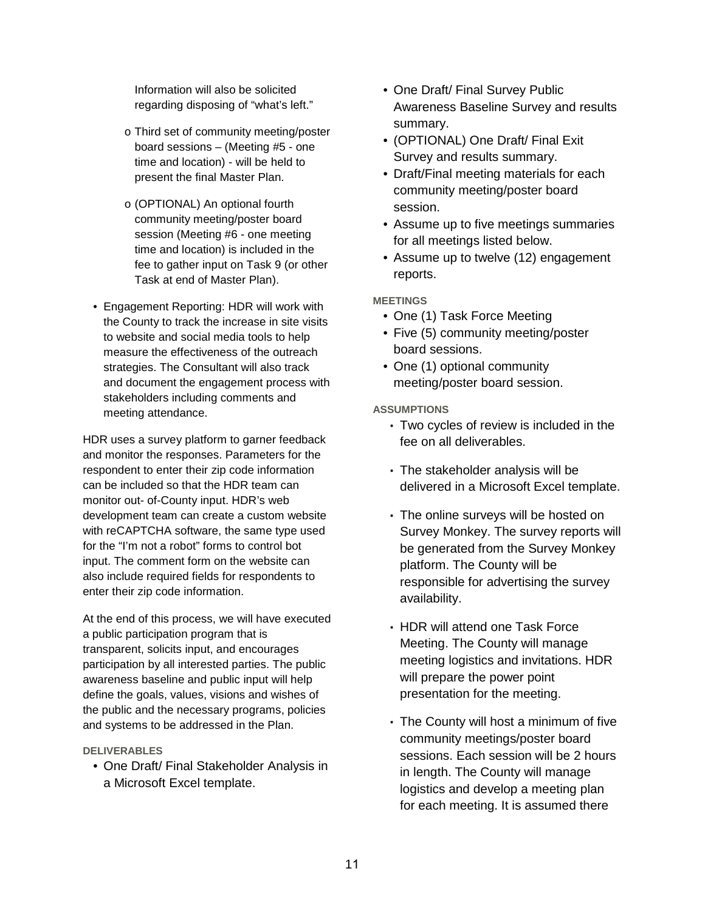Information will also be solicited regarding disposing of "what's left."

  - o Third set of community meeting/poster board sessions – (Meeting #5 - one time and location) - will be held to present the final Master Plan.
  - o (OPTIONAL) An optional fourth community meeting/poster board session (Meeting #6 - one meeting time and location) is included in the fee to gather input on Task 9 (or other Task at end of Master Plan).

- Engagement Reporting: HDR will work with the County to track the increase in site visits to website and social media tools to help measure the effectiveness of the outreach strategies. The Consultant will also track and document the engagement process with stakeholders including comments and meeting attendance.

HDR uses a survey platform to garner feedback and monitor the responses. Parameters for the respondent to enter their zip code information can be included so that the HDR team can monitor out- of-County input. HDR's web development team can create a custom website with reCAPTCHA software, the same type used for the "I'm not a robot" forms to control bot input. The comment form on the website can also include required fields for respondents to enter their zip code information.

At the end of this process, we will have executed a public participation program that is transparent, solicits input, and encourages participation by all interested parties. The public awareness baseline and public input will help define the goals, values, visions and wishes of the public and the necessary programs, policies and systems to be addressed in the Plan.

**DELIVERABLES**

- One Draft/ Final Stakeholder Analysis in a Microsoft Excel template.
- One Draft/ Final Survey Public Awareness Baseline Survey and results summary.
- (OPTIONAL) One Draft/ Final Exit Survey and results summary.
- Draft/Final meeting materials for each community meeting/poster board session.
- Assume up to five meetings summaries for all meetings listed below.
- Assume up to twelve (12) engagement reports.

**MEETINGS**

- One (1) Task Force Meeting
- Five (5) community meeting/poster board sessions.
- One (1) optional community meeting/poster board session.

**ASSUMPTIONS**

- Two cycles of review is included in the fee on all deliverables.
- The stakeholder analysis will be delivered in a Microsoft Excel template.
- The online surveys will be hosted on Survey Monkey. The survey reports will be generated from the Survey Monkey platform. The County will be responsible for advertising the survey availability.
- HDR will attend one Task Force Meeting. The County will manage meeting logistics and invitations. HDR will prepare the power point presentation for the meeting.
- The County will host a minimum of five community meetings/poster board sessions. Each session will be 2 hours in length. The County will manage logistics and develop a meeting plan for each meeting. It is assumed there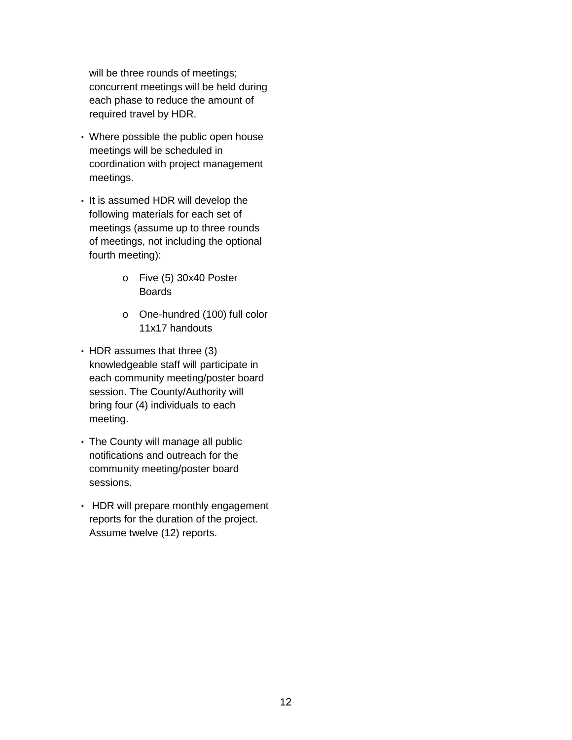will be three rounds of meetings; concurrent meetings will be held during each phase to reduce the amount of required travel by HDR.

- Where possible the public open house meetings will be scheduled in coordination with project management meetings.
- It is assumed HDR will develop the following materials for each set of meetings (assume up to three rounds of meetings, not including the optional fourth meeting):
    - Five (5) 30x40 Poster Boards
    - One-hundred (100) full color 11x17 handouts
- HDR assumes that three (3) knowledgeable staff will participate in each community meeting/poster board session. The County/Authority will bring four (4) individuals to each meeting.
- The County will manage all public notifications and outreach for the community meeting/poster board sessions.
- HDR will prepare monthly engagement reports for the duration of the project. Assume twelve (12) reports.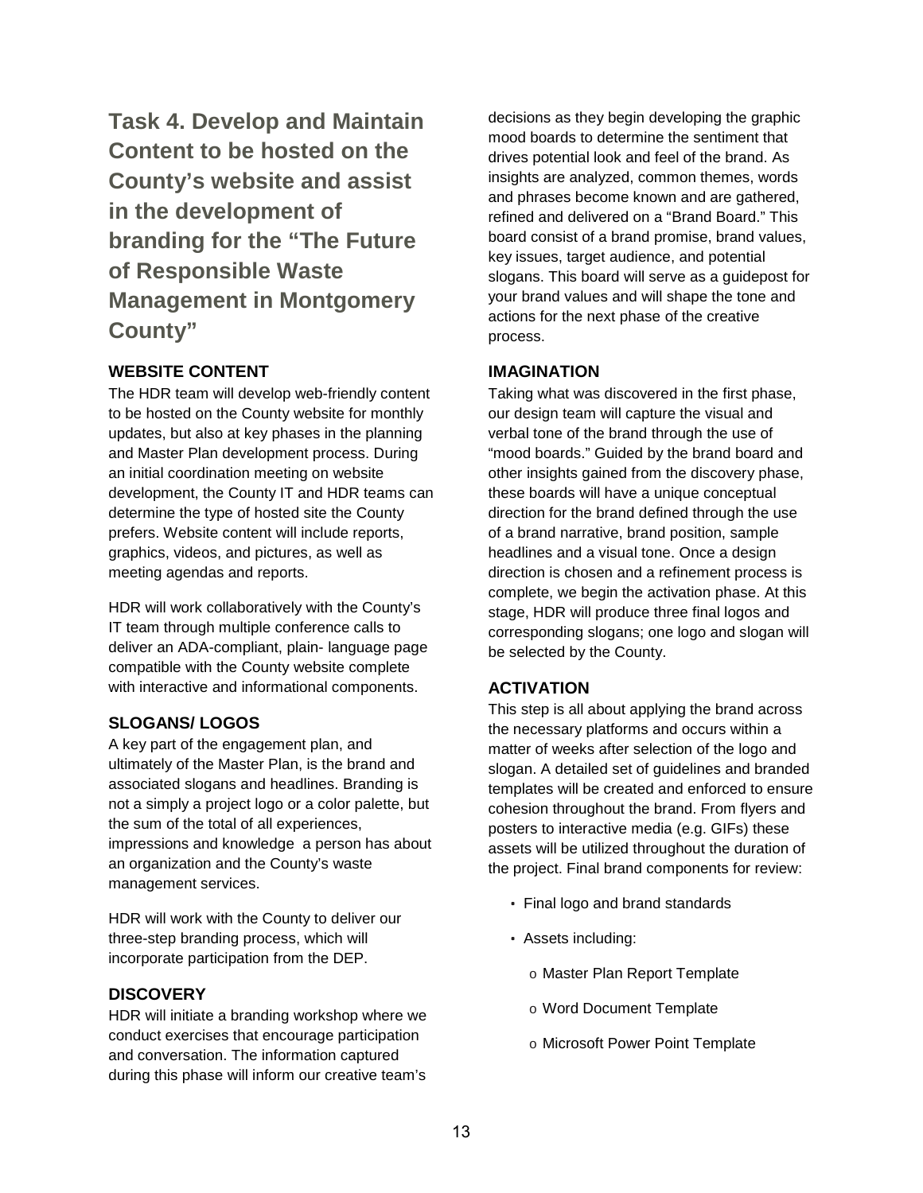## Task 4. Develop and Maintain Content to be hosted on the County's website and assist in the development of branding for the "The Future of Responsible Waste Management in Montgomery County"

### WEBSITE CONTENT

The HDR team will develop web-friendly content to be hosted on the County website for monthly updates, but also at key phases in the planning and Master Plan development process. During an initial coordination meeting on website development, the County IT and HDR teams can determine the type of hosted site the County prefers. Website content will include reports, graphics, videos, and pictures, as well as meeting agendas and reports.

HDR will work collaboratively with the County's IT team through multiple conference calls to deliver an ADA-compliant, plain- language page compatible with the County website complete with interactive and informational components.

### SLOGANS/ LOGOS

A key part of the engagement plan, and ultimately of the Master Plan, is the brand and associated slogans and headlines. Branding is not a simply a project logo or a color palette, but the sum of the total of all experiences, impressions and knowledge  a person has about an organization and the County's waste management services.

HDR will work with the County to deliver our three-step branding process, which will incorporate participation from the DEP.

### DISCOVERY

HDR will initiate a branding workshop where we conduct exercises that encourage participation and conversation. The information captured during this phase will inform our creative team's decisions as they begin developing the graphic mood boards to determine the sentiment that drives potential look and feel of the brand. As insights are analyzed, common themes, words and phrases become known and are gathered, refined and delivered on a "Brand Board." This board consist of a brand promise, brand values, key issues, target audience, and potential slogans. This board will serve as a guidepost for your brand values and will shape the tone and actions for the next phase of the creative process.

### IMAGINATION

Taking what was discovered in the first phase, our design team will capture the visual and verbal tone of the brand through the use of "mood boards." Guided by the brand board and other insights gained from the discovery phase, these boards will have a unique conceptual direction for the brand defined through the use of a brand narrative, brand position, sample headlines and a visual tone. Once a design direction is chosen and a refinement process is complete, we begin the activation phase. At this stage, HDR will produce three final logos and corresponding slogans; one logo and slogan will be selected by the County.

### ACTIVATION

This step is all about applying the brand across the necessary platforms and occurs within a matter of weeks after selection of the logo and slogan. A detailed set of guidelines and branded templates will be created and enforced to ensure cohesion throughout the brand. From flyers and posters to interactive media (e.g. GIFs) these assets will be utilized throughout the duration of the project. Final brand components for review:

- Final logo and brand standards
- Assets including:
  - Master Plan Report Template
  - Word Document Template
  - Microsoft Power Point Template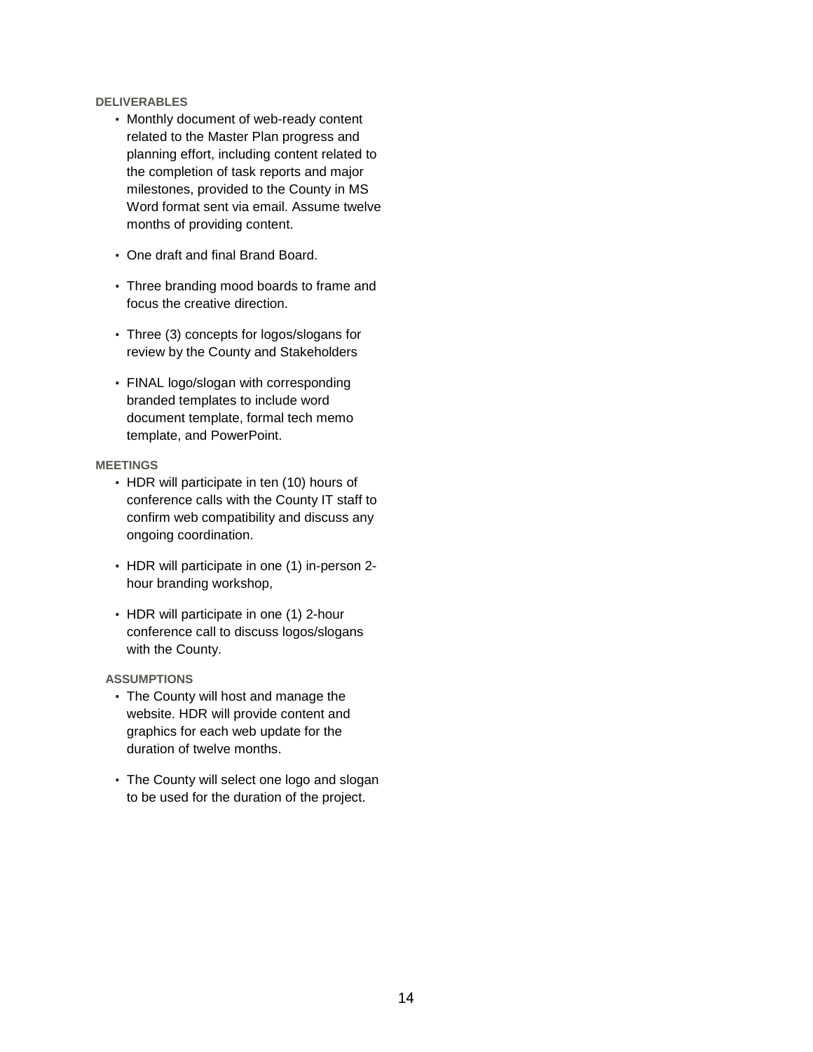**DELIVERABLES**

- Monthly document of web-ready content related to the Master Plan progress and planning effort, including content related to the completion of task reports and major milestones, provided to the County in MS Word format sent via email. Assume twelve months of providing content.
- One draft and final Brand Board.
- Three branding mood boards to frame and focus the creative direction.
- Three (3) concepts for logos/slogans for review by the County and Stakeholders
- FINAL logo/slogan with corresponding branded templates to include word document template, formal tech memo template, and PowerPoint.

**MEETINGS**

- HDR will participate in ten (10) hours of conference calls with the County IT staff to confirm web compatibility and discuss any ongoing coordination.
- HDR will participate in one (1) in-person 2-hour branding workshop,
- HDR will participate in one (1) 2-hour conference call to discuss logos/slogans with the County.

**ASSUMPTIONS**

- The County will host and manage the website. HDR will provide content and graphics for each web update for the duration of twelve months.
- The County will select one logo and slogan to be used for the duration of the project.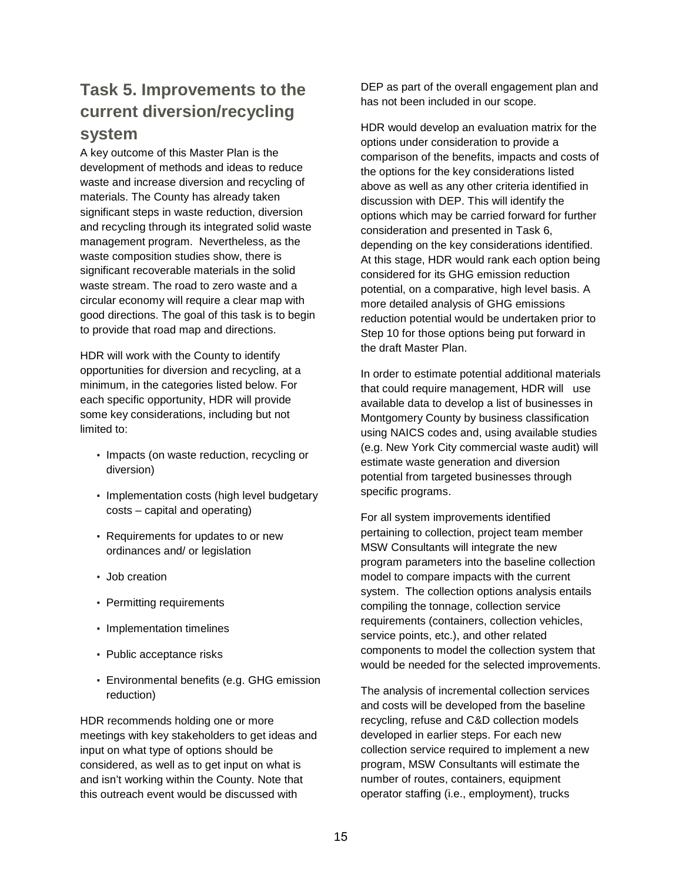## Task 5. Improvements to the current diversion/recycling system

A key outcome of this Master Plan is the development of methods and ideas to reduce waste and increase diversion and recycling of materials. The County has already taken significant steps in waste reduction, diversion and recycling through its integrated solid waste management program. Nevertheless, as the waste composition studies show, there is significant recoverable materials in the solid waste stream. The road to zero waste and a circular economy will require a clear map with good directions. The goal of this task is to begin to provide that road map and directions.

HDR will work with the County to identify opportunities for diversion and recycling, at a minimum, in the categories listed below. For each specific opportunity, HDR will provide some key considerations, including but not limited to:

- Impacts (on waste reduction, recycling or diversion)
- Implementation costs (high level budgetary costs – capital and operating)
- Requirements for updates to or new ordinances and/ or legislation
- Job creation
- Permitting requirements
- Implementation timelines
- Public acceptance risks
- Environmental benefits (e.g. GHG emission reduction)

HDR recommends holding one or more meetings with key stakeholders to get ideas and input on what type of options should be considered, as well as to get input on what is and isn't working within the County. Note that this outreach event would be discussed with DEP as part of the overall engagement plan and has not been included in our scope.

HDR would develop an evaluation matrix for the options under consideration to provide a comparison of the benefits, impacts and costs of the options for the key considerations listed above as well as any other criteria identified in discussion with DEP. This will identify the options which may be carried forward for further consideration and presented in Task 6, depending on the key considerations identified. At this stage, HDR would rank each option being considered for its GHG emission reduction potential, on a comparative, high level basis. A more detailed analysis of GHG emissions reduction potential would be undertaken prior to Step 10 for those options being put forward in the draft Master Plan.

In order to estimate potential additional materials that could require management, HDR will use available data to develop a list of businesses in Montgomery County by business classification using NAICS codes and, using available studies (e.g. New York City commercial waste audit) will estimate waste generation and diversion potential from targeted businesses through specific programs.

For all system improvements identified pertaining to collection, project team member MSW Consultants will integrate the new program parameters into the baseline collection model to compare impacts with the current system. The collection options analysis entails compiling the tonnage, collection service requirements (containers, collection vehicles, service points, etc.), and other related components to model the collection system that would be needed for the selected improvements.

The analysis of incremental collection services and costs will be developed from the baseline recycling, refuse and C&D collection models developed in earlier steps. For each new collection service required to implement a new program, MSW Consultants will estimate the number of routes, containers, equipment operator staffing (i.e., employment), trucks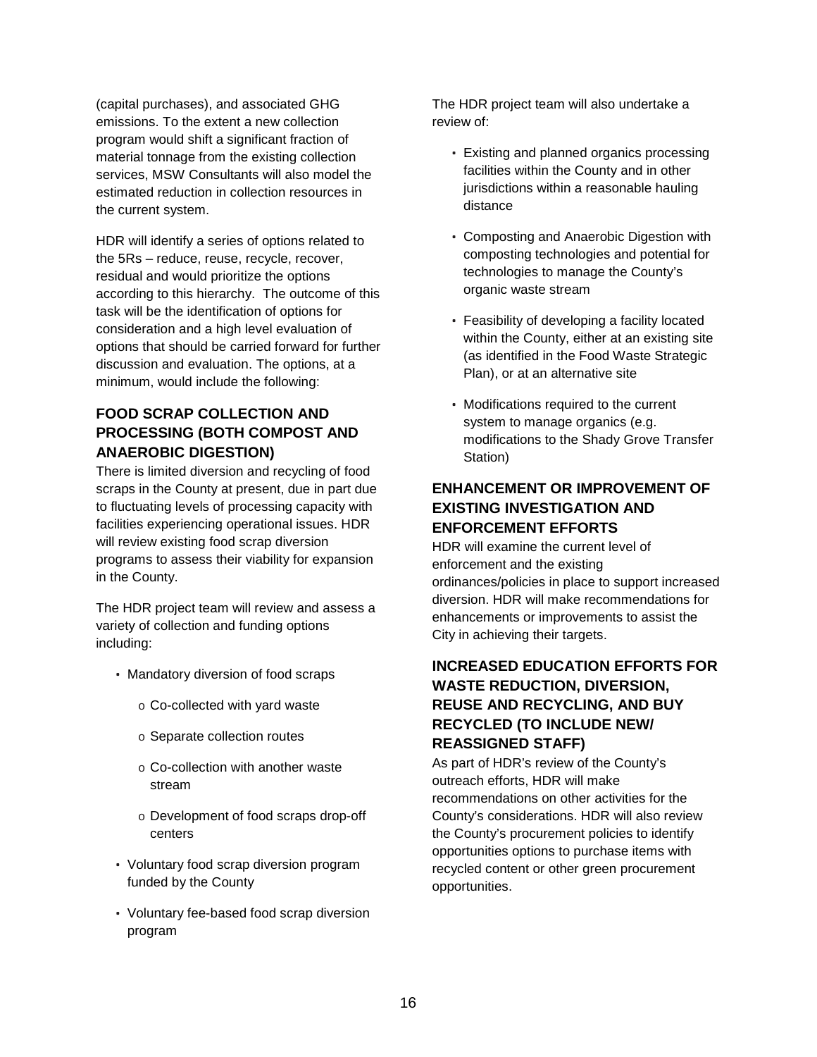(capital purchases), and associated GHG emissions. To the extent a new collection program would shift a significant fraction of material tonnage from the existing collection services, MSW Consultants will also model the estimated reduction in collection resources in the current system.

HDR will identify a series of options related to the 5Rs – reduce, reuse, recycle, recover, residual and would prioritize the options according to this hierarchy. The outcome of this task will be the identification of options for consideration and a high level evaluation of options that should be carried forward for further discussion and evaluation. The options, at a minimum, would include the following:

### FOOD SCRAP COLLECTION AND PROCESSING (BOTH COMPOST AND ANAEROBIC DIGESTION)

There is limited diversion and recycling of food scraps in the County at present, due in part due to fluctuating levels of processing capacity with facilities experiencing operational issues. HDR will review existing food scrap diversion programs to assess their viability for expansion in the County.

The HDR project team will review and assess a variety of collection and funding options including:

- Mandatory diversion of food scraps
  - Co-collected with yard waste
  - Separate collection routes
  - Co-collection with another waste stream
  - Development of food scraps drop-off centers
- Voluntary food scrap diversion program funded by the County
- Voluntary fee-based food scrap diversion program

The HDR project team will also undertake a review of:

- Existing and planned organics processing facilities within the County and in other jurisdictions within a reasonable hauling distance
- Composting and Anaerobic Digestion with composting technologies and potential for technologies to manage the County's organic waste stream
- Feasibility of developing a facility located within the County, either at an existing site (as identified in the Food Waste Strategic Plan), or at an alternative site
- Modifications required to the current system to manage organics (e.g. modifications to the Shady Grove Transfer Station)

### ENHANCEMENT OR IMPROVEMENT OF EXISTING INVESTIGATION AND ENFORCEMENT EFFORTS

HDR will examine the current level of enforcement and the existing ordinances/policies in place to support increased diversion. HDR will make recommendations for enhancements or improvements to assist the City in achieving their targets.

### INCREASED EDUCATION EFFORTS FOR WASTE REDUCTION, DIVERSION, REUSE AND RECYCLING, AND BUY RECYCLED (TO INCLUDE NEW/ REASSIGNED STAFF)

As part of HDR's review of the County's outreach efforts, HDR will make recommendations on other activities for the County's considerations. HDR will also review the County's procurement policies to identify opportunities options to purchase items with recycled content or other green procurement opportunities.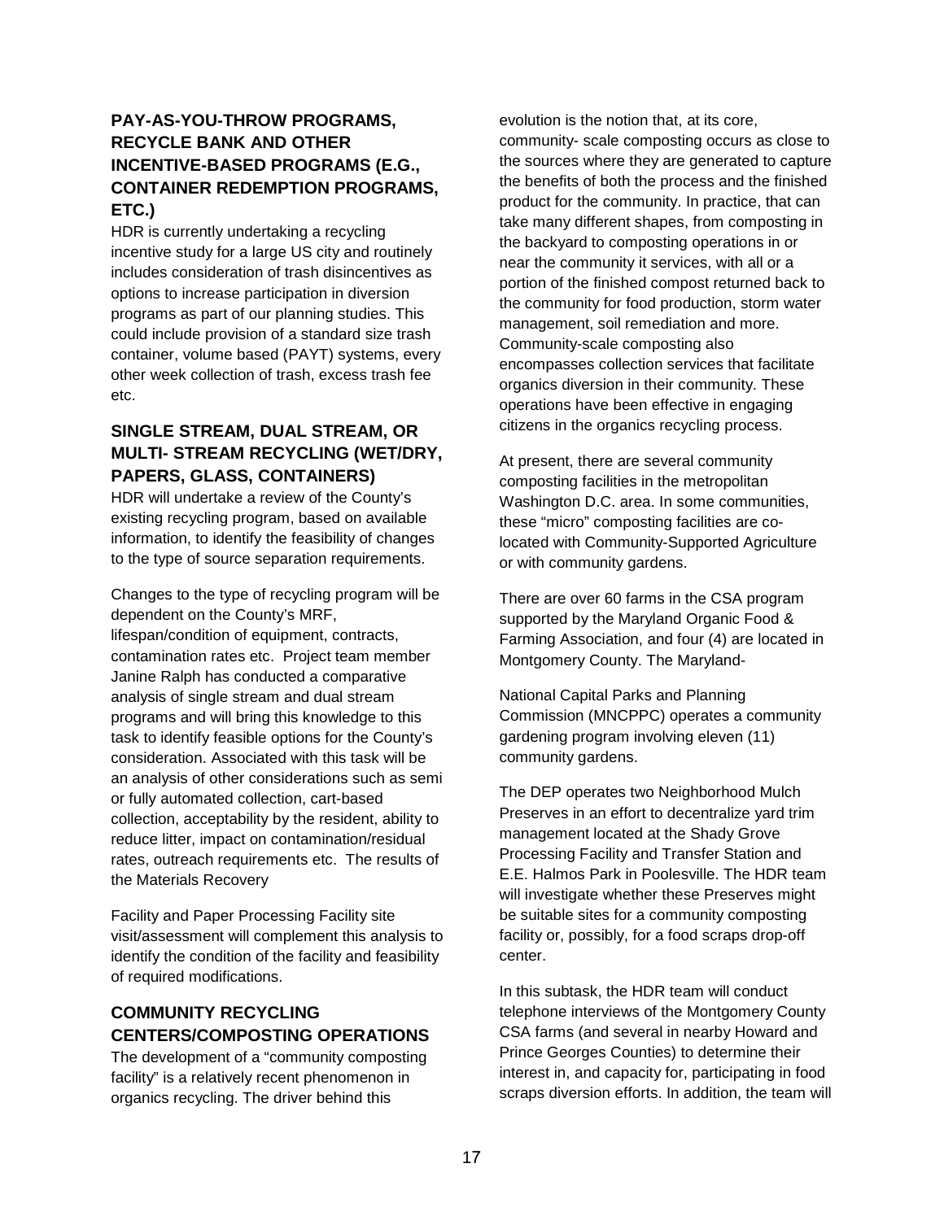### PAY-AS-YOU-THROW PROGRAMS, RECYCLE BANK AND OTHER INCENTIVE-BASED PROGRAMS (E.G., CONTAINER REDEMPTION PROGRAMS, ETC.)

HDR is currently undertaking a recycling incentive study for a large US city and routinely includes consideration of trash disincentives as options to increase participation in diversion programs as part of our planning studies. This could include provision of a standard size trash container, volume based (PAYT) systems, every other week collection of trash, excess trash fee etc.

### SINGLE STREAM, DUAL STREAM, OR MULTI- STREAM RECYCLING (WET/DRY, PAPERS, GLASS, CONTAINERS)

HDR will undertake a review of the County's existing recycling program, based on available information, to identify the feasibility of changes to the type of source separation requirements.

Changes to the type of recycling program will be dependent on the County's MRF, lifespan/condition of equipment, contracts, contamination rates etc. Project team member Janine Ralph has conducted a comparative analysis of single stream and dual stream programs and will bring this knowledge to this task to identify feasible options for the County's consideration. Associated with this task will be an analysis of other considerations such as semi or fully automated collection, cart-based collection, acceptability by the resident, ability to reduce litter, impact on contamination/residual rates, outreach requirements etc. The results of the Materials Recovery Facility and Paper Processing Facility site visit/assessment will complement this analysis to identify the condition of the facility and feasibility of required modifications.

### COMMUNITY RECYCLING CENTERS/COMPOSTING OPERATIONS

The development of a "community composting facility" is a relatively recent phenomenon in organics recycling. The driver behind this evolution is the notion that, at its core, community- scale composting occurs as close to the sources where they are generated to capture the benefits of both the process and the finished product for the community. In practice, that can take many different shapes, from composting in the backyard to composting operations in or near the community it services, with all or a portion of the finished compost returned back to the community for food production, storm water management, soil remediation and more. Community-scale composting also encompasses collection services that facilitate organics diversion in their community. These operations have been effective in engaging citizens in the organics recycling process.

At present, there are several community composting facilities in the metropolitan Washington D.C. area. In some communities, these "micro" composting facilities are co-located with Community-Supported Agriculture or with community gardens.

There are over 60 farms in the CSA program supported by the Maryland Organic Food & Farming Association, and four (4) are located in Montgomery County. The Maryland-National Capital Parks and Planning Commission (MNCPPC) operates a community gardening program involving eleven (11) community gardens.

The DEP operates two Neighborhood Mulch Preserves in an effort to decentralize yard trim management located at the Shady Grove Processing Facility and Transfer Station and E.E. Halmos Park in Poolesville. The HDR team will investigate whether these Preserves might be suitable sites for a community composting facility or, possibly, for a food scraps drop-off center.

In this subtask, the HDR team will conduct telephone interviews of the Montgomery County CSA farms (and several in nearby Howard and Prince Georges Counties) to determine their interest in, and capacity for, participating in food scraps diversion efforts. In addition, the team will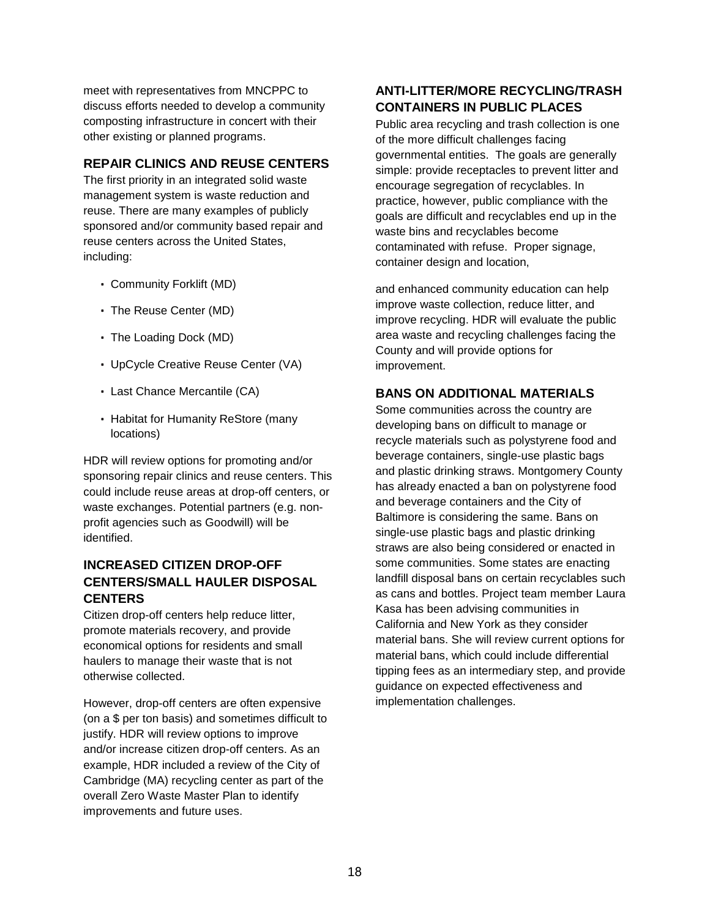meet with representatives from MNCPPC to discuss efforts needed to develop a community composting infrastructure in concert with their other existing or planned programs.

### REPAIR CLINICS AND REUSE CENTERS

The first priority in an integrated solid waste management system is waste reduction and reuse. There are many examples of publicly sponsored and/or community based repair and reuse centers across the United States, including:

- Community Forklift (MD)
- The Reuse Center (MD)
- The Loading Dock (MD)
- UpCycle Creative Reuse Center (VA)
- Last Chance Mercantile (CA)
- Habitat for Humanity ReStore (many locations)

HDR will review options for promoting and/or sponsoring repair clinics and reuse centers. This could include reuse areas at drop-off centers, or waste exchanges. Potential partners (e.g. non-profit agencies such as Goodwill) will be identified.

### INCREASED CITIZEN DROP-OFF CENTERS/SMALL HAULER DISPOSAL CENTERS

Citizen drop-off centers help reduce litter, promote materials recovery, and provide economical options for residents and small haulers to manage their waste that is not otherwise collected.

However, drop-off centers are often expensive (on a $ per ton basis) and sometimes difficult to justify. HDR will review options to improve and/or increase citizen drop-off centers. As an example, HDR included a review of the City of Cambridge (MA) recycling center as part of the overall Zero Waste Master Plan to identify improvements and future uses.

### ANTI-LITTER/MORE RECYCLING/TRASH CONTAINERS IN PUBLIC PLACES

Public area recycling and trash collection is one of the more difficult challenges facing governmental entities. The goals are generally simple: provide receptacles to prevent litter and encourage segregation of recyclables. In practice, however, public compliance with the goals are difficult and recyclables end up in the waste bins and recyclables become contaminated with refuse. Proper signage, container design and location,

and enhanced community education can help improve waste collection, reduce litter, and improve recycling. HDR will evaluate the public area waste and recycling challenges facing the County and will provide options for improvement.

### BANS ON ADDITIONAL MATERIALS

Some communities across the country are developing bans on difficult to manage or recycle materials such as polystyrene food and beverage containers, single-use plastic bags and plastic drinking straws. Montgomery County has already enacted a ban on polystyrene food and beverage containers and the City of Baltimore is considering the same. Bans on single-use plastic bags and plastic drinking straws are also being considered or enacted in some communities. Some states are enacting landfill disposal bans on certain recyclables such as cans and bottles. Project team member Laura Kasa has been advising communities in California and New York as they consider material bans. She will review current options for material bans, which could include differential tipping fees as an intermediary step, and provide guidance on expected effectiveness and implementation challenges.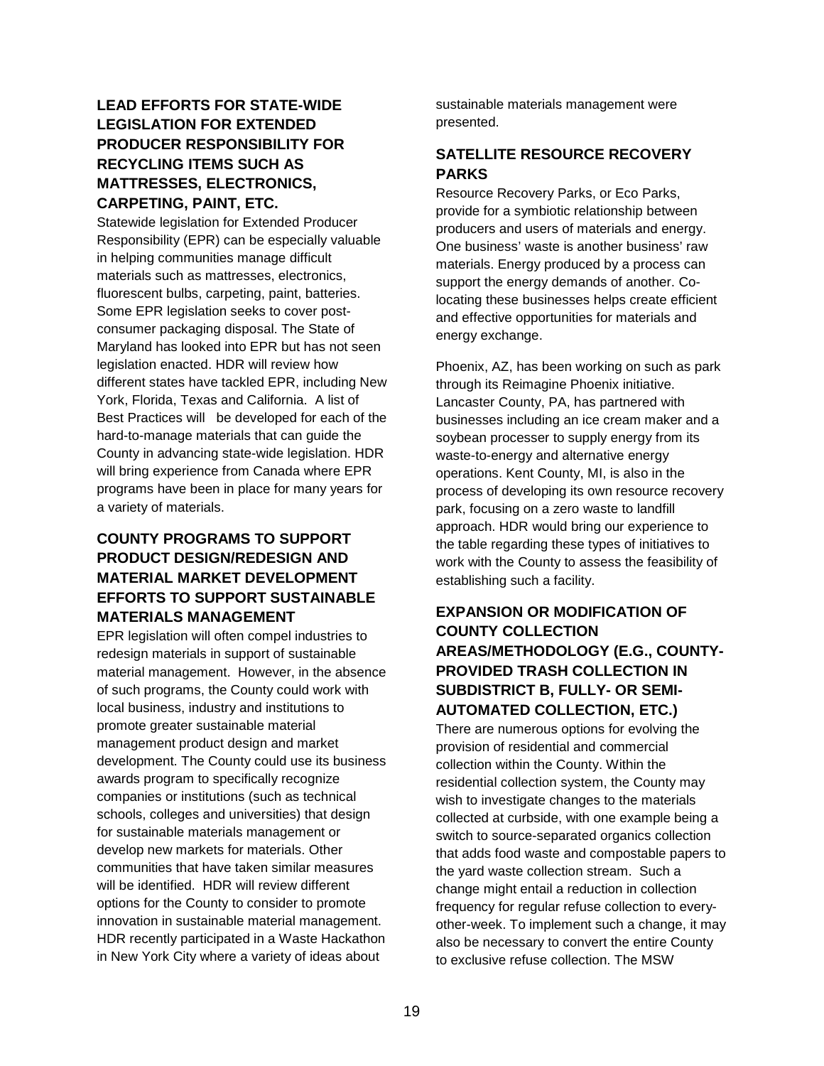### LEAD EFFORTS FOR STATE-WIDE LEGISLATION FOR EXTENDED PRODUCER RESPONSIBILITY FOR RECYCLING ITEMS SUCH AS MATTRESSES, ELECTRONICS, CARPETING, PAINT, ETC.

Statewide legislation for Extended Producer Responsibility (EPR) can be especially valuable in helping communities manage difficult materials such as mattresses, electronics, fluorescent bulbs, carpeting, paint, batteries. Some EPR legislation seeks to cover post-consumer packaging disposal. The State of Maryland has looked into EPR but has not seen legislation enacted. HDR will review how different states have tackled EPR, including New York, Florida, Texas and California. A list of Best Practices will be developed for each of the hard-to-manage materials that can guide the County in advancing state-wide legislation. HDR will bring experience from Canada where EPR programs have been in place for many years for a variety of materials.

### COUNTY PROGRAMS TO SUPPORT PRODUCT DESIGN/REDESIGN AND MATERIAL MARKET DEVELOPMENT EFFORTS TO SUPPORT SUSTAINABLE MATERIALS MANAGEMENT

EPR legislation will often compel industries to redesign materials in support of sustainable material management. However, in the absence of such programs, the County could work with local business, industry and institutions to promote greater sustainable material management product design and market development. The County could use its business awards program to specifically recognize companies or institutions (such as technical schools, colleges and universities) that design for sustainable materials management or develop new markets for materials. Other communities that have taken similar measures will be identified. HDR will review different options for the County to consider to promote innovation in sustainable material management. HDR recently participated in a Waste Hackathon in New York City where a variety of ideas about sustainable materials management were presented.

### SATELLITE RESOURCE RECOVERY PARKS

Resource Recovery Parks, or Eco Parks, provide for a symbiotic relationship between producers and users of materials and energy. One business' waste is another business' raw materials. Energy produced by a process can support the energy demands of another. Co-locating these businesses helps create efficient and effective opportunities for materials and energy exchange.

Phoenix, AZ, has been working on such as park through its Reimagine Phoenix initiative. Lancaster County, PA, has partnered with businesses including an ice cream maker and a soybean processer to supply energy from its waste-to-energy and alternative energy operations. Kent County, MI, is also in the process of developing its own resource recovery park, focusing on a zero waste to landfill approach. HDR would bring our experience to the table regarding these types of initiatives to work with the County to assess the feasibility of establishing such a facility.

### EXPANSION OR MODIFICATION OF COUNTY COLLECTION AREAS/METHODOLOGY (E.G., COUNTY-PROVIDED TRASH COLLECTION IN SUBDISTRICT B, FULLY- OR SEMI-AUTOMATED COLLECTION, ETC.)

There are numerous options for evolving the provision of residential and commercial collection within the County. Within the residential collection system, the County may wish to investigate changes to the materials collected at curbside, with one example being a switch to source-separated organics collection that adds food waste and compostable papers to the yard waste collection stream. Such a change might entail a reduction in collection frequency for regular refuse collection to every-other-week. To implement such a change, it may also be necessary to convert the entire County to exclusive refuse collection. The MSW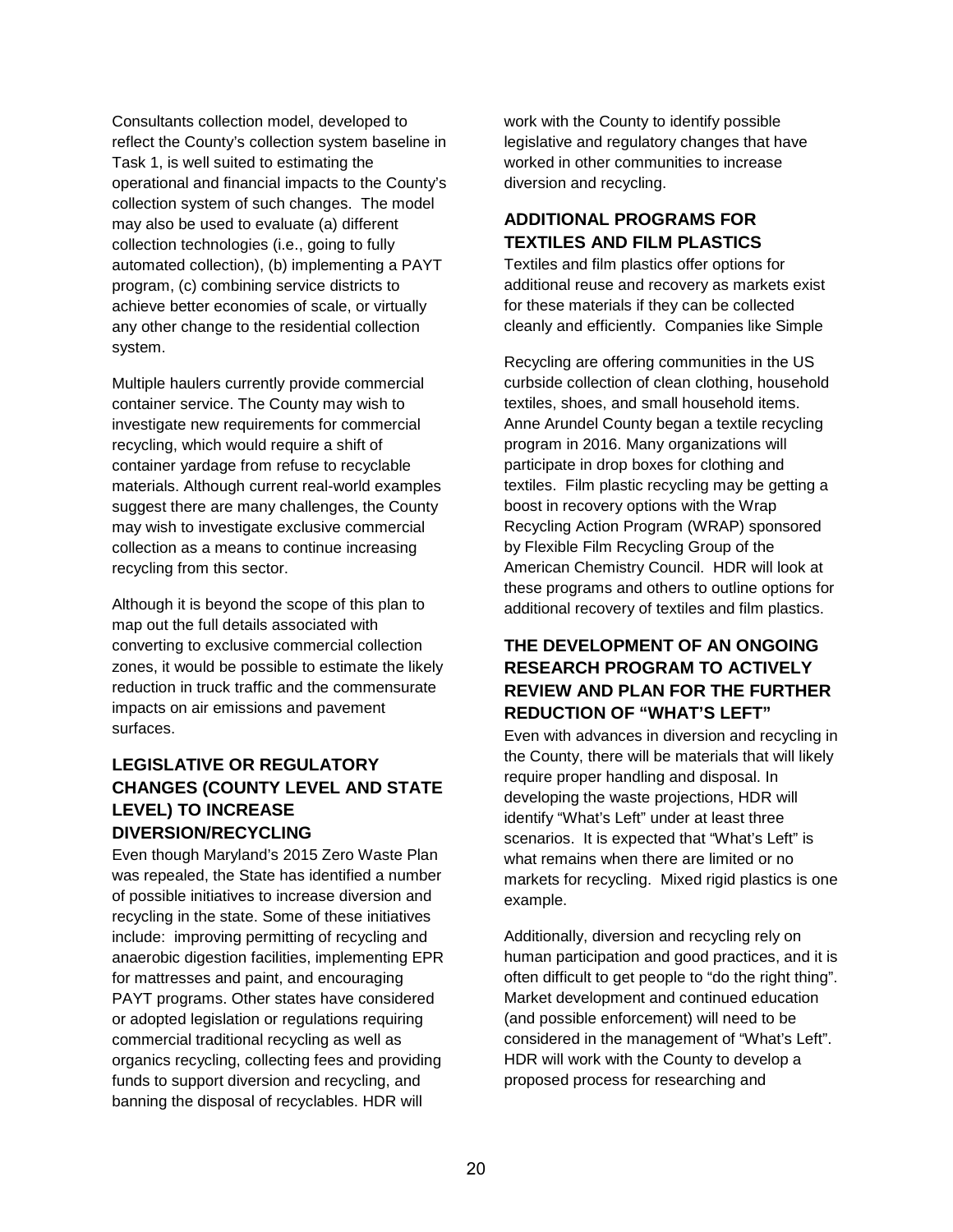Consultants collection model, developed to reflect the County's collection system baseline in Task 1, is well suited to estimating the operational and financial impacts to the County's collection system of such changes. The model may also be used to evaluate (a) different collection technologies (i.e., going to fully automated collection), (b) implementing a PAYT program, (c) combining service districts to achieve better economies of scale, or virtually any other change to the residential collection system.

Multiple haulers currently provide commercial container service. The County may wish to investigate new requirements for commercial recycling, which would require a shift of container yardage from refuse to recyclable materials. Although current real-world examples suggest there are many challenges, the County may wish to investigate exclusive commercial collection as a means to continue increasing recycling from this sector.

Although it is beyond the scope of this plan to map out the full details associated with converting to exclusive commercial collection zones, it would be possible to estimate the likely reduction in truck traffic and the commensurate impacts on air emissions and pavement surfaces.

### LEGISLATIVE OR REGULATORY CHANGES (COUNTY LEVEL AND STATE LEVEL) TO INCREASE DIVERSION/RECYCLING

Even though Maryland's 2015 Zero Waste Plan was repealed, the State has identified a number of possible initiatives to increase diversion and recycling in the state. Some of these initiatives include: improving permitting of recycling and anaerobic digestion facilities, implementing EPR for mattresses and paint, and encouraging PAYT programs. Other states have considered or adopted legislation or regulations requiring commercial traditional recycling as well as organics recycling, collecting fees and providing funds to support diversion and recycling, and banning the disposal of recyclables. HDR will work with the County to identify possible legislative and regulatory changes that have worked in other communities to increase diversion and recycling.

### ADDITIONAL PROGRAMS FOR TEXTILES AND FILM PLASTICS

Textiles and film plastics offer options for additional reuse and recovery as markets exist for these materials if they can be collected cleanly and efficiently. Companies like Simple Recycling are offering communities in the US curbside collection of clean clothing, household textiles, shoes, and small household items. Anne Arundel County began a textile recycling program in 2016. Many organizations will participate in drop boxes for clothing and textiles. Film plastic recycling may be getting a boost in recovery options with the Wrap Recycling Action Program (WRAP) sponsored by Flexible Film Recycling Group of the American Chemistry Council. HDR will look at these programs and others to outline options for additional recovery of textiles and film plastics.

### THE DEVELOPMENT OF AN ONGOING RESEARCH PROGRAM TO ACTIVELY REVIEW AND PLAN FOR THE FURTHER REDUCTION OF "WHAT'S LEFT"

Even with advances in diversion and recycling in the County, there will be materials that will likely require proper handling and disposal. In developing the waste projections, HDR will identify "What's Left" under at least three scenarios. It is expected that "What's Left" is what remains when there are limited or no markets for recycling. Mixed rigid plastics is one example.

Additionally, diversion and recycling rely on human participation and good practices, and it is often difficult to get people to "do the right thing". Market development and continued education (and possible enforcement) will need to be considered in the management of "What's Left". HDR will work with the County to develop a proposed process for researching and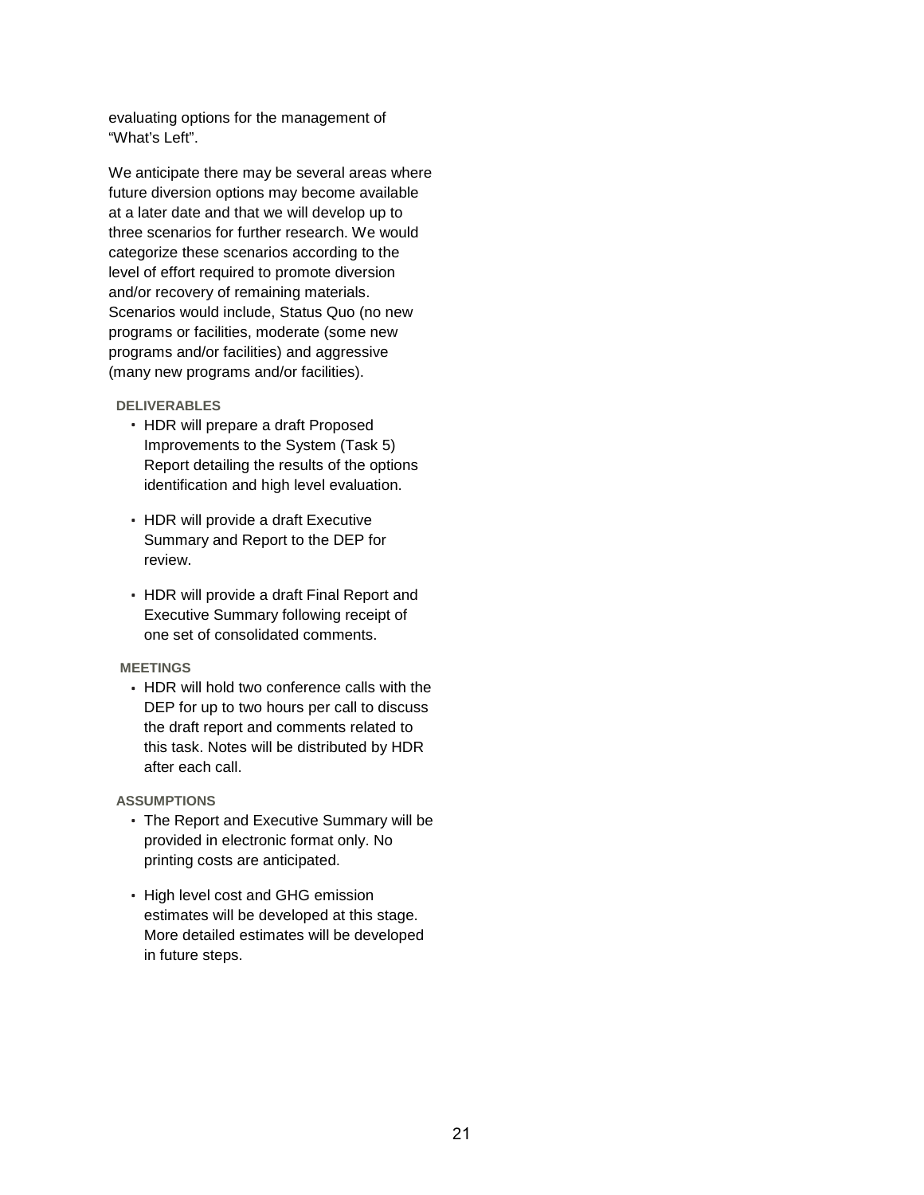evaluating options for the management of "What's Left".

We anticipate there may be several areas where future diversion options may become available at a later date and that we will develop up to three scenarios for further research. We would categorize these scenarios according to the level of effort required to promote diversion and/or recovery of remaining materials. Scenarios would include, Status Quo (no new programs or facilities, moderate (some new programs and/or facilities) and aggressive (many new programs and/or facilities).

**DELIVERABLES**

- HDR will prepare a draft Proposed Improvements to the System (Task 5) Report detailing the results of the options identification and high level evaluation.

- HDR will provide a draft Executive Summary and Report to the DEP for review.

- HDR will provide a draft Final Report and Executive Summary following receipt of one set of consolidated comments.

**MEETINGS**

- HDR will hold two conference calls with the DEP for up to two hours per call to discuss the draft report and comments related to this task. Notes will be distributed by HDR after each call.

**ASSUMPTIONS**

- The Report and Executive Summary will be provided in electronic format only. No printing costs are anticipated.

- High level cost and GHG emission estimates will be developed at this stage. More detailed estimates will be developed in future steps.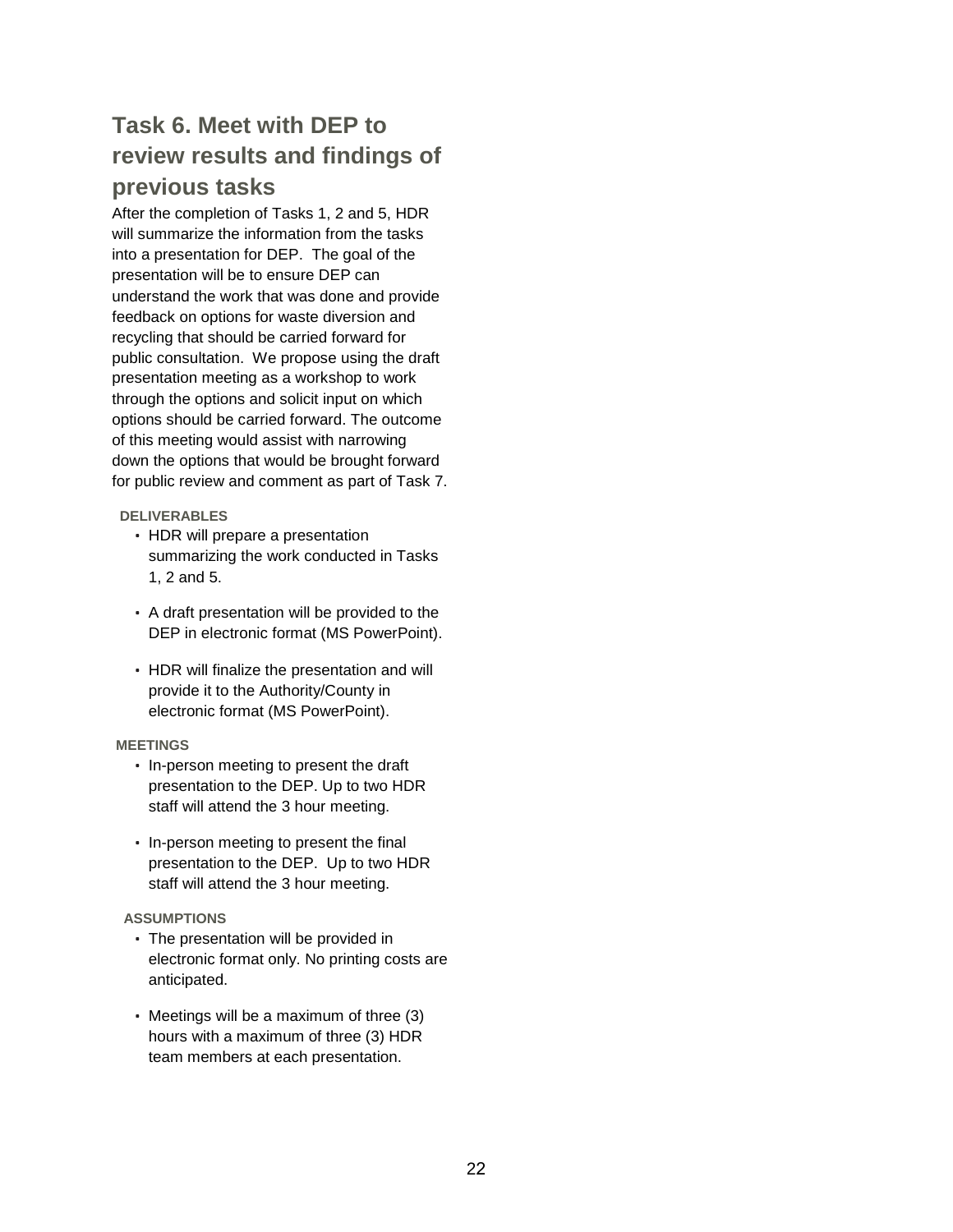## Task 6. Meet with DEP to review results and findings of previous tasks

After the completion of Tasks 1, 2 and 5, HDR will summarize the information from the tasks into a presentation for DEP. The goal of the presentation will be to ensure DEP can understand the work that was done and provide feedback on options for waste diversion and recycling that should be carried forward for public consultation. We propose using the draft presentation meeting as a workshop to work through the options and solicit input on which options should be carried forward. The outcome of this meeting would assist with narrowing down the options that would be brought forward for public review and comment as part of Task 7.

**DELIVERABLES**

- HDR will prepare a presentation summarizing the work conducted in Tasks 1, 2 and 5.
- A draft presentation will be provided to the DEP in electronic format (MS PowerPoint).
- HDR will finalize the presentation and will provide it to the Authority/County in electronic format (MS PowerPoint).

**MEETINGS**

- In-person meeting to present the draft presentation to the DEP. Up to two HDR staff will attend the 3 hour meeting.
- In-person meeting to present the final presentation to the DEP. Up to two HDR staff will attend the 3 hour meeting.

**ASSUMPTIONS**

- The presentation will be provided in electronic format only. No printing costs are anticipated.
- Meetings will be a maximum of three (3) hours with a maximum of three (3) HDR team members at each presentation.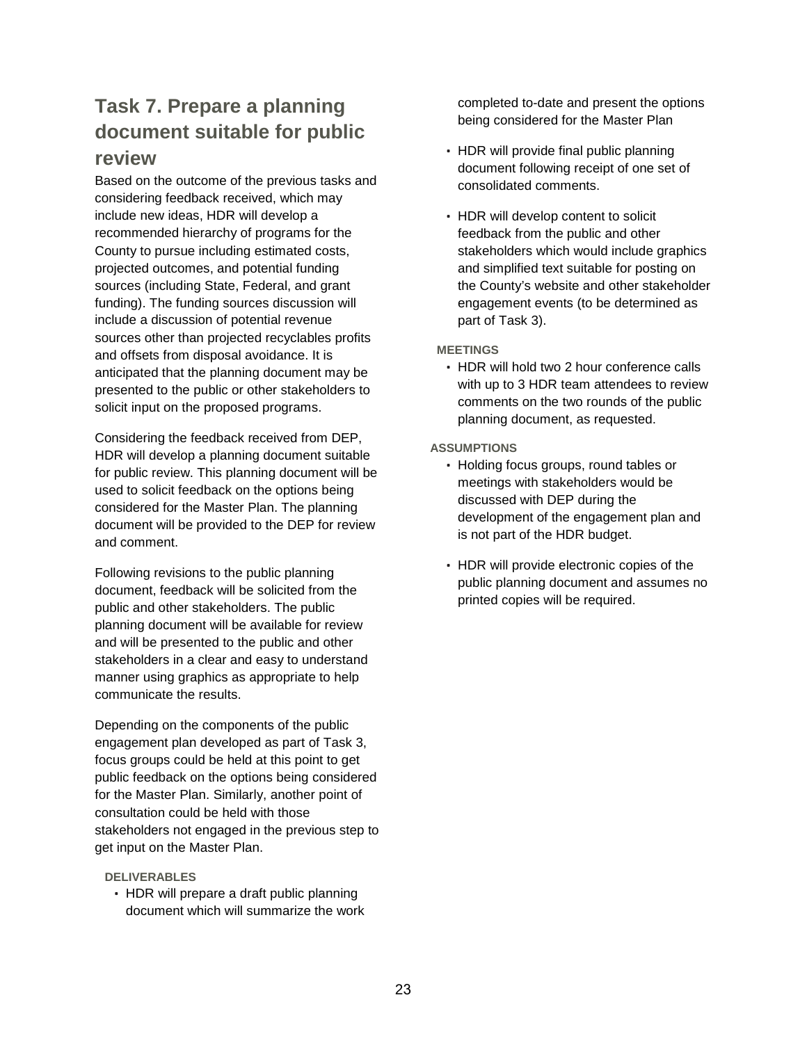## Task 7. Prepare a planning document suitable for public review

Based on the outcome of the previous tasks and considering feedback received, which may include new ideas, HDR will develop a recommended hierarchy of programs for the County to pursue including estimated costs, projected outcomes, and potential funding sources (including State, Federal, and grant funding). The funding sources discussion will include a discussion of potential revenue sources other than projected recyclables profits and offsets from disposal avoidance. It is anticipated that the planning document may be presented to the public or other stakeholders to solicit input on the proposed programs.

Considering the feedback received from DEP, HDR will develop a planning document suitable for public review. This planning document will be used to solicit feedback on the options being considered for the Master Plan. The planning document will be provided to the DEP for review and comment.

Following revisions to the public planning document, feedback will be solicited from the public and other stakeholders. The public planning document will be available for review and will be presented to the public and other stakeholders in a clear and easy to understand manner using graphics as appropriate to help communicate the results.

Depending on the components of the public engagement plan developed as part of Task 3, focus groups could be held at this point to get public feedback on the options being considered for the Master Plan. Similarly, another point of consultation could be held with those stakeholders not engaged in the previous step to get input on the Master Plan.

**DELIVERABLES**

- HDR will prepare a draft public planning document which will summarize the work completed to-date and present the options being considered for the Master Plan
- HDR will provide final public planning document following receipt of one set of consolidated comments.
- HDR will develop content to solicit feedback from the public and other stakeholders which would include graphics and simplified text suitable for posting on the County's website and other stakeholder engagement events (to be determined as part of Task 3).

**MEETINGS**

- HDR will hold two 2 hour conference calls with up to 3 HDR team attendees to review comments on the two rounds of the public planning document, as requested.

**ASSUMPTIONS**

- Holding focus groups, round tables or meetings with stakeholders would be discussed with DEP during the development of the engagement plan and is not part of the HDR budget.
- HDR will provide electronic copies of the public planning document and assumes no printed copies will be required.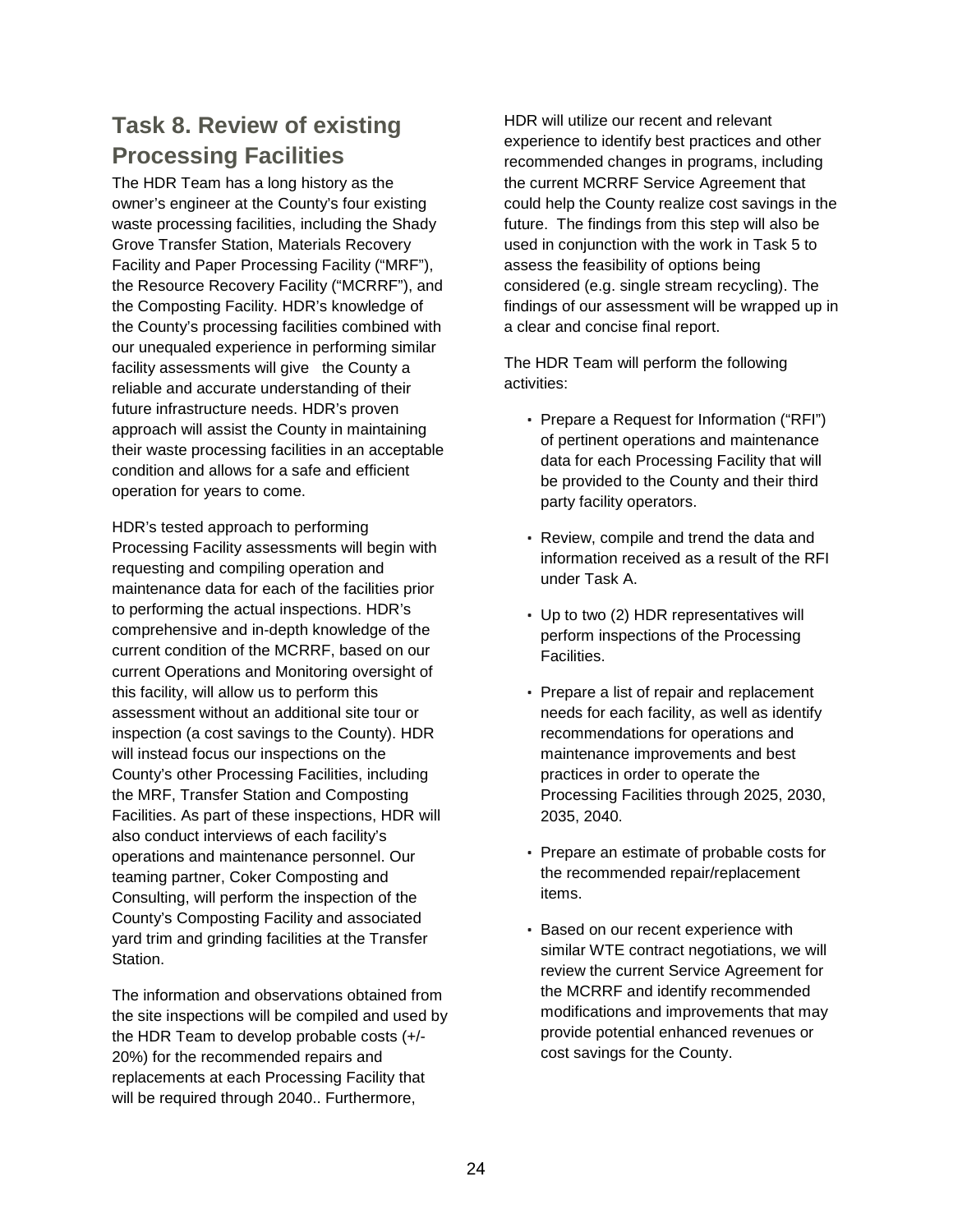## Task 8. Review of existing Processing Facilities

The HDR Team has a long history as the owner's engineer at the County's four existing waste processing facilities, including the Shady Grove Transfer Station, Materials Recovery Facility and Paper Processing Facility ("MRF"), the Resource Recovery Facility ("MCRRF"), and the Composting Facility. HDR's knowledge of the County's processing facilities combined with our unequaled experience in performing similar facility assessments will give the County a reliable and accurate understanding of their future infrastructure needs. HDR's proven approach will assist the County in maintaining their waste processing facilities in an acceptable condition and allows for a safe and efficient operation for years to come.

HDR's tested approach to performing Processing Facility assessments will begin with requesting and compiling operation and maintenance data for each of the facilities prior to performing the actual inspections. HDR's comprehensive and in-depth knowledge of the current condition of the MCRRF, based on our current Operations and Monitoring oversight of this facility, will allow us to perform this assessment without an additional site tour or inspection (a cost savings to the County). HDR will instead focus our inspections on the County's other Processing Facilities, including the MRF, Transfer Station and Composting Facilities. As part of these inspections, HDR will also conduct interviews of each facility's operations and maintenance personnel. Our teaming partner, Coker Composting and Consulting, will perform the inspection of the County's Composting Facility and associated yard trim and grinding facilities at the Transfer Station.

The information and observations obtained from the site inspections will be compiled and used by the HDR Team to develop probable costs (+/- 20%) for the recommended repairs and replacements at each Processing Facility that will be required through 2040.. Furthermore, HDR will utilize our recent and relevant experience to identify best practices and other recommended changes in programs, including the current MCRRF Service Agreement that could help the County realize cost savings in the future. The findings from this step will also be used in conjunction with the work in Task 5 to assess the feasibility of options being considered (e.g. single stream recycling). The findings of our assessment will be wrapped up in a clear and concise final report.

The HDR Team will perform the following activities:

- Prepare a Request for Information ("RFI") of pertinent operations and maintenance data for each Processing Facility that will be provided to the County and their third party facility operators.
- Review, compile and trend the data and information received as a result of the RFI under Task A.
- Up to two (2) HDR representatives will perform inspections of the Processing Facilities.
- Prepare a list of repair and replacement needs for each facility, as well as identify recommendations for operations and maintenance improvements and best practices in order to operate the Processing Facilities through 2025, 2030, 2035, 2040.
- Prepare an estimate of probable costs for the recommended repair/replacement items.
- Based on our recent experience with similar WTE contract negotiations, we will review the current Service Agreement for the MCRRF and identify recommended modifications and improvements that may provide potential enhanced revenues or cost savings for the County.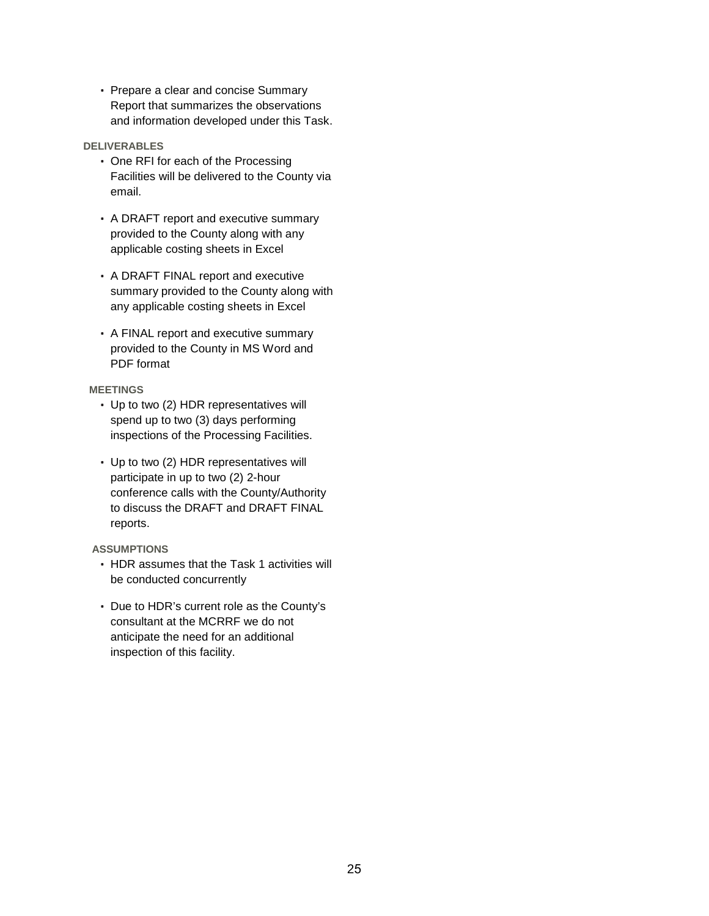- Prepare a clear and concise Summary Report that summarizes the observations and information developed under this Task.

**DELIVERABLES**

- One RFI for each of the Processing Facilities will be delivered to the County via email.
- A DRAFT report and executive summary provided to the County along with any applicable costing sheets in Excel
- A DRAFT FINAL report and executive summary provided to the County along with any applicable costing sheets in Excel
- A FINAL report and executive summary provided to the County in MS Word and PDF format

**MEETINGS**

- Up to two (2) HDR representatives will spend up to two (3) days performing inspections of the Processing Facilities.
- Up to two (2) HDR representatives will participate in up to two (2) 2-hour conference calls with the County/Authority to discuss the DRAFT and DRAFT FINAL reports.

**ASSUMPTIONS**

- HDR assumes that the Task 1 activities will be conducted concurrently
- Due to HDR's current role as the County's consultant at the MCRRF we do not anticipate the need for an additional inspection of this facility.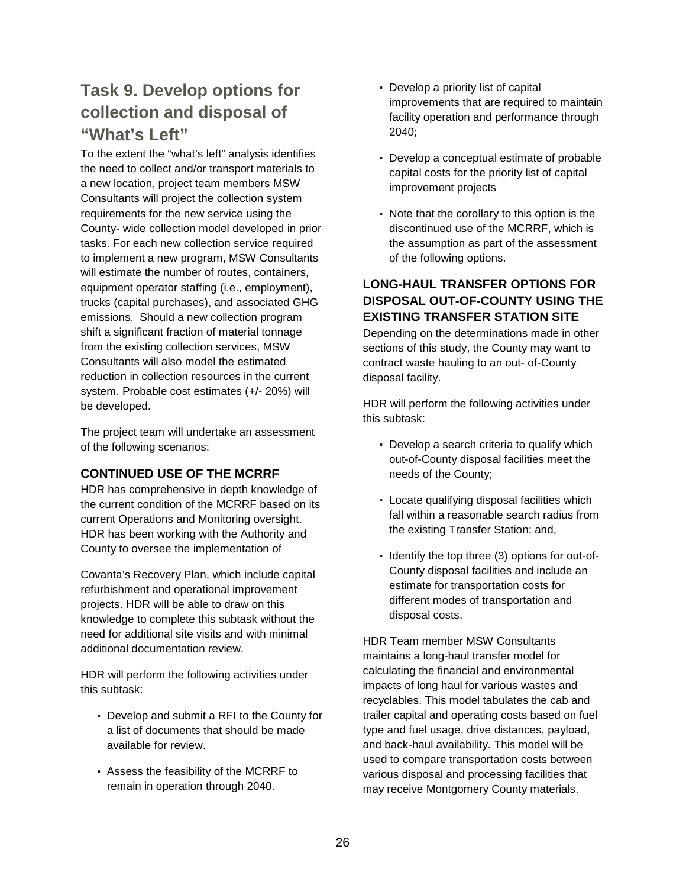## Task 9. Develop options for collection and disposal of "What's Left"

To the extent the "what's left" analysis identifies the need to collect and/or transport materials to a new location, project team members MSW Consultants will project the collection system requirements for the new service using the County- wide collection model developed in prior tasks. For each new collection service required to implement a new program, MSW Consultants will estimate the number of routes, containers, equipment operator staffing (i.e., employment), trucks (capital purchases), and associated GHG emissions. Should a new collection program shift a significant fraction of material tonnage from the existing collection services, MSW Consultants will also model the estimated reduction in collection resources in the current system. Probable cost estimates (+/- 20%) will be developed.

The project team will undertake an assessment of the following scenarios:

### CONTINUED USE OF THE MCRRF

HDR has comprehensive in depth knowledge of the current condition of the MCRRF based on its current Operations and Monitoring oversight. HDR has been working with the Authority and County to oversee the implementation of

Covanta's Recovery Plan, which include capital refurbishment and operational improvement projects. HDR will be able to draw on this knowledge to complete this subtask without the need for additional site visits and with minimal additional documentation review.

HDR will perform the following activities under this subtask:

- Develop and submit a RFI to the County for a list of documents that should be made available for review.
- Assess the feasibility of the MCRRF to remain in operation through 2040.
- Develop a priority list of capital improvements that are required to maintain facility operation and performance through 2040;
- Develop a conceptual estimate of probable capital costs for the priority list of capital improvement projects
- Note that the corollary to this option is the discontinued use of the MCRRF, which is the assumption as part of the assessment of the following options.

### LONG-HAUL TRANSFER OPTIONS FOR DISPOSAL OUT-OF-COUNTY USING THE EXISTING TRANSFER STATION SITE

Depending on the determinations made in other sections of this study, the County may want to contract waste hauling to an out- of-County disposal facility.

HDR will perform the following activities under this subtask:

- Develop a search criteria to qualify which out-of-County disposal facilities meet the needs of the County;
- Locate qualifying disposal facilities which fall within a reasonable search radius from the existing Transfer Station; and,
- Identify the top three (3) options for out-of-County disposal facilities and include an estimate for transportation costs for different modes of transportation and disposal costs.

HDR Team member MSW Consultants maintains a long-haul transfer model for calculating the financial and environmental impacts of long haul for various wastes and recyclables. This model tabulates the cab and trailer capital and operating costs based on fuel type and fuel usage, drive distances, payload, and back-haul availability. This model will be used to compare transportation costs between various disposal and processing facilities that may receive Montgomery County materials.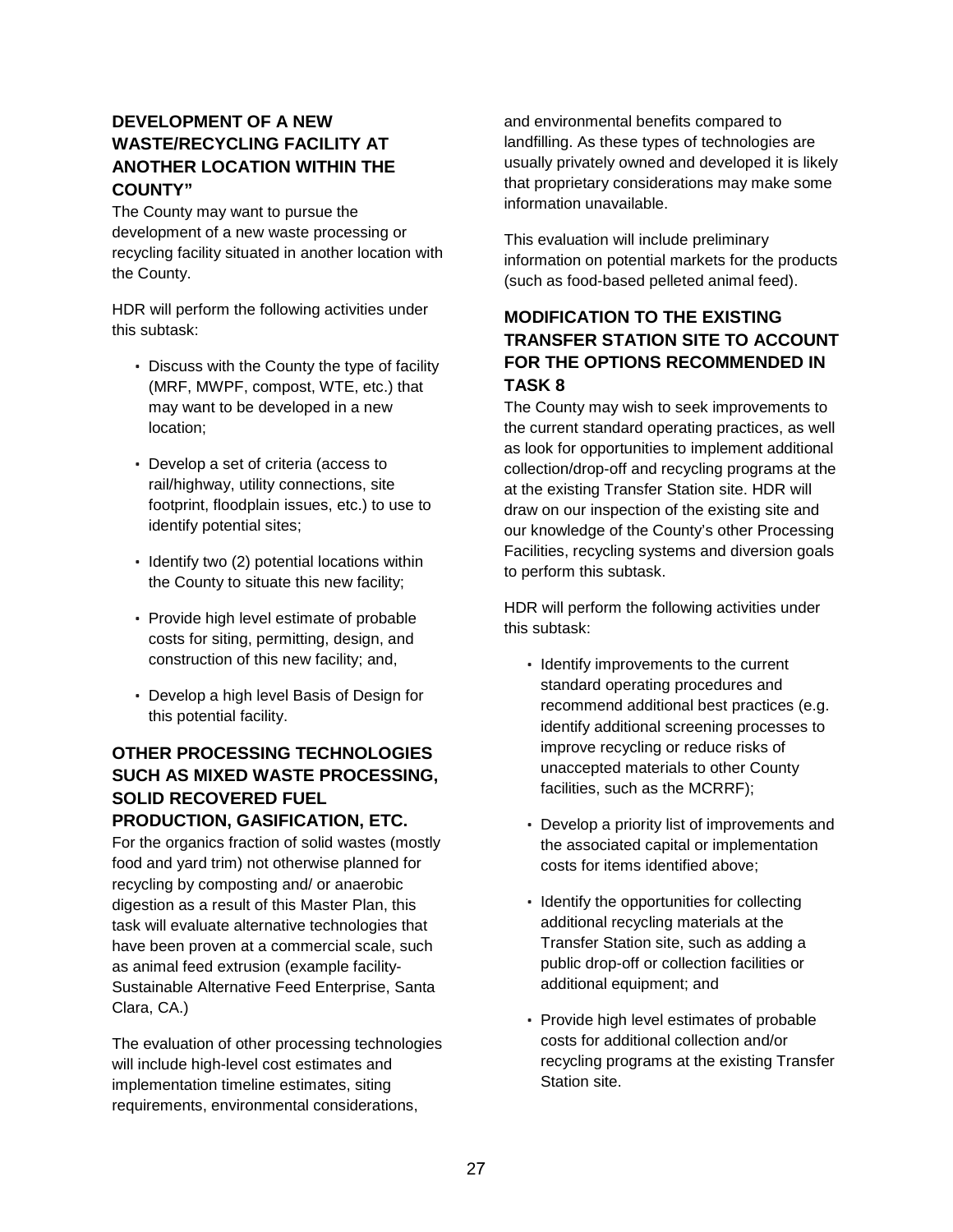## DEVELOPMENT OF A NEW WASTE/RECYCLING FACILITY AT ANOTHER LOCATION WITHIN THE COUNTY"

The County may want to pursue the development of a new waste processing or recycling facility situated in another location with the County.

HDR will perform the following activities under this subtask:

- Discuss with the County the type of facility (MRF, MWPF, compost, WTE, etc.) that may want to be developed in a new location;
- Develop a set of criteria (access to rail/highway, utility connections, site footprint, floodplain issues, etc.) to use to identify potential sites;
- Identify two (2) potential locations within the County to situate this new facility;
- Provide high level estimate of probable costs for siting, permitting, design, and construction of this new facility; and,
- Develop a high level Basis of Design for this potential facility.

## OTHER PROCESSING TECHNOLOGIES SUCH AS MIXED WASTE PROCESSING, SOLID RECOVERED FUEL PRODUCTION, GASIFICATION, ETC.

For the organics fraction of solid wastes (mostly food and yard trim) not otherwise planned for recycling by composting and/ or anaerobic digestion as a result of this Master Plan, this task will evaluate alternative technologies that have been proven at a commercial scale, such as animal feed extrusion (example facility-Sustainable Alternative Feed Enterprise, Santa Clara, CA.)

The evaluation of other processing technologies will include high-level cost estimates and implementation timeline estimates, siting requirements, environmental considerations, and environmental benefits compared to landfilling. As these types of technologies are usually privately owned and developed it is likely that proprietary considerations may make some information unavailable.

This evaluation will include preliminary information on potential markets for the products (such as food-based pelleted animal feed).

## MODIFICATION TO THE EXISTING TRANSFER STATION SITE TO ACCOUNT FOR THE OPTIONS RECOMMENDED IN TASK 8

The County may wish to seek improvements to the current standard operating practices, as well as look for opportunities to implement additional collection/drop-off and recycling programs at the at the existing Transfer Station site. HDR will draw on our inspection of the existing site and our knowledge of the County's other Processing Facilities, recycling systems and diversion goals to perform this subtask.

HDR will perform the following activities under this subtask:

- Identify improvements to the current standard operating procedures and recommend additional best practices (e.g. identify additional screening processes to improve recycling or reduce risks of unaccepted materials to other County facilities, such as the MCRRF);
- Develop a priority list of improvements and the associated capital or implementation costs for items identified above;
- Identify the opportunities for collecting additional recycling materials at the Transfer Station site, such as adding a public drop-off or collection facilities or additional equipment; and
- Provide high level estimates of probable costs for additional collection and/or recycling programs at the existing Transfer Station site.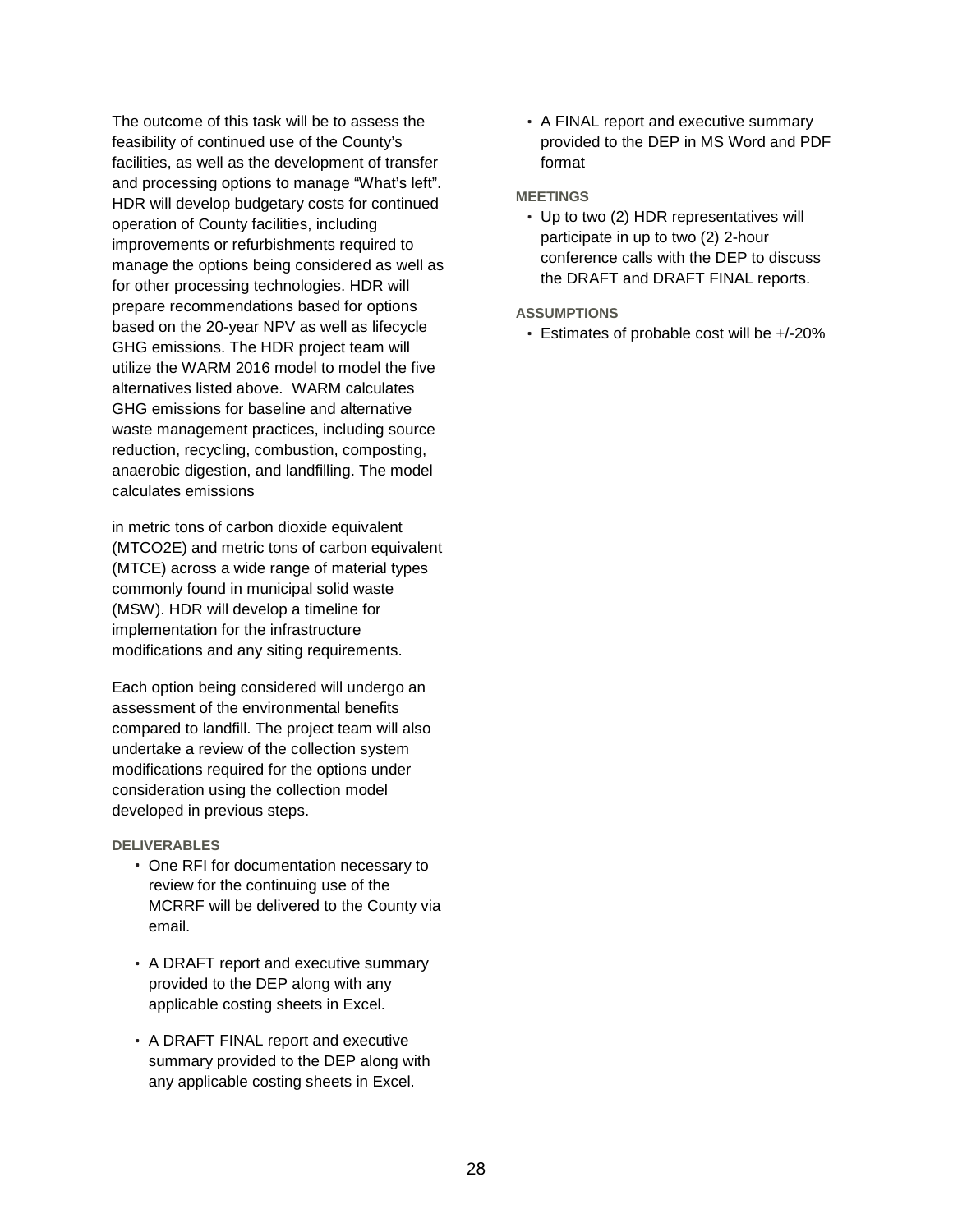The outcome of this task will be to assess the feasibility of continued use of the County's facilities, as well as the development of transfer and processing options to manage "What's left". HDR will develop budgetary costs for continued operation of County facilities, including improvements or refurbishments required to manage the options being considered as well as for other processing technologies. HDR will prepare recommendations based for options based on the 20-year NPV as well as lifecycle GHG emissions. The HDR project team will utilize the WARM 2016 model to model the five alternatives listed above. WARM calculates GHG emissions for baseline and alternative waste management practices, including source reduction, recycling, combustion, composting, anaerobic digestion, and landfilling. The model calculates emissions

in metric tons of carbon dioxide equivalent (MTCO2E) and metric tons of carbon equivalent (MTCE) across a wide range of material types commonly found in municipal solid waste (MSW). HDR will develop a timeline for implementation for the infrastructure modifications and any siting requirements.

Each option being considered will undergo an assessment of the environmental benefits compared to landfill. The project team will also undertake a review of the collection system modifications required for the options under consideration using the collection model developed in previous steps.

#### DELIVERABLES

- One RFI for documentation necessary to review for the continuing use of the MCRRF will be delivered to the County via email.
- A DRAFT report and executive summary provided to the DEP along with any applicable costing sheets in Excel.
- A DRAFT FINAL report and executive summary provided to the DEP along with any applicable costing sheets in Excel.
- A FINAL report and executive summary provided to the DEP in MS Word and PDF format

#### MEETINGS

- Up to two (2) HDR representatives will participate in up to two (2) 2-hour conference calls with the DEP to discuss the DRAFT and DRAFT FINAL reports.

#### ASSUMPTIONS

- Estimates of probable cost will be +/-20%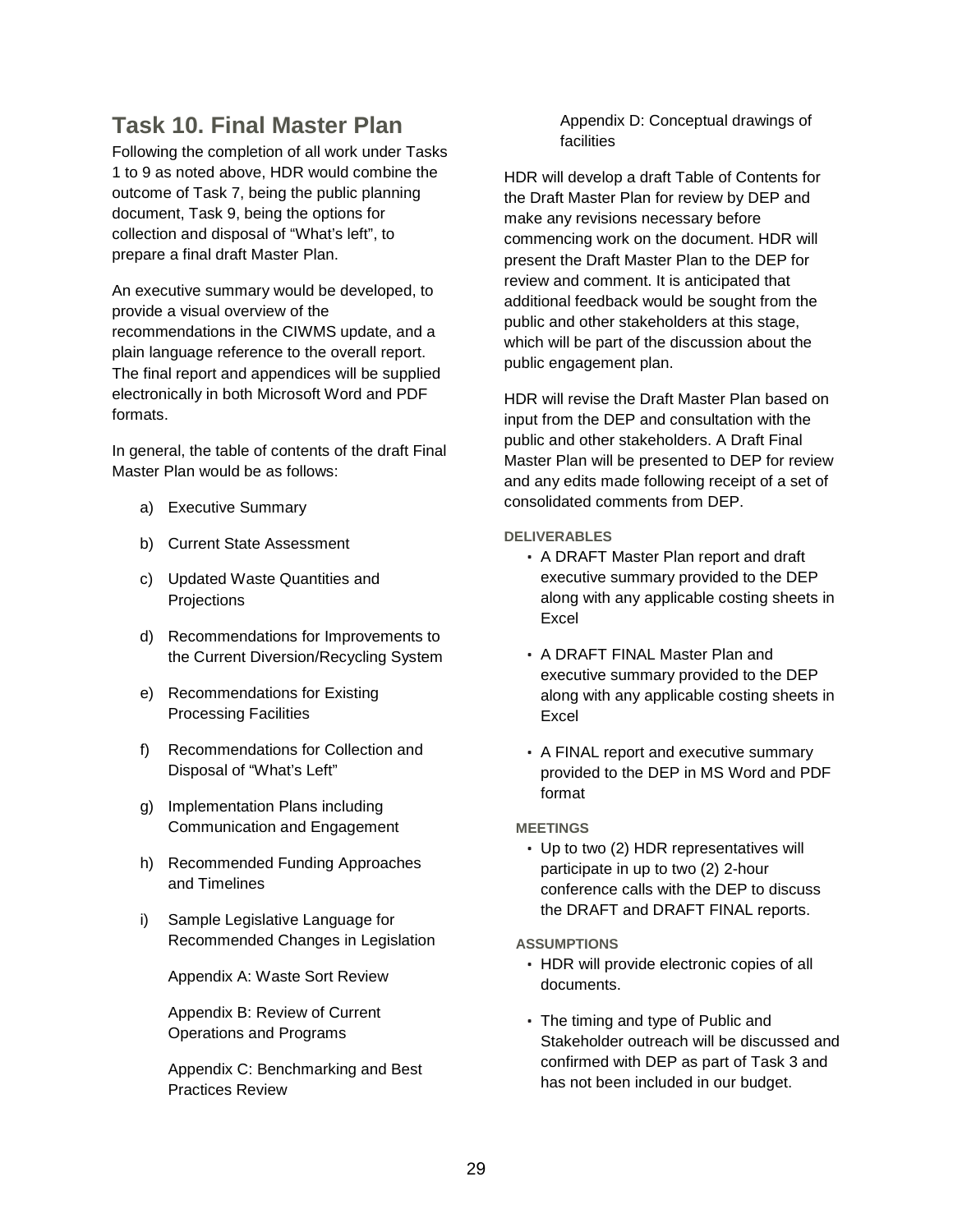## Task 10. Final Master Plan

Following the completion of all work under Tasks 1 to 9 as noted above, HDR would combine the outcome of Task 7, being the public planning document, Task 9, being the options for collection and disposal of "What's left", to prepare a final draft Master Plan.

An executive summary would be developed, to provide a visual overview of the recommendations in the CIWMS update, and a plain language reference to the overall report. The final report and appendices will be supplied electronically in both Microsoft Word and PDF formats.

In general, the table of contents of the draft Final Master Plan would be as follows:

a) Executive Summary

b) Current State Assessment

c) Updated Waste Quantities and Projections

d) Recommendations for Improvements to the Current Diversion/Recycling System

e) Recommendations for Existing Processing Facilities

f) Recommendations for Collection and Disposal of "What's Left"

g) Implementation Plans including Communication and Engagement

h) Recommended Funding Approaches and Timelines

i) Sample Legislative Language for Recommended Changes in Legislation

Appendix A: Waste Sort Review

Appendix B: Review of Current Operations and Programs

Appendix C: Benchmarking and Best Practices Review

Appendix D: Conceptual drawings of facilities

HDR will develop a draft Table of Contents for the Draft Master Plan for review by DEP and make any revisions necessary before commencing work on the document. HDR will present the Draft Master Plan to the DEP for review and comment. It is anticipated that additional feedback would be sought from the public and other stakeholders at this stage, which will be part of the discussion about the public engagement plan.

HDR will revise the Draft Master Plan based on input from the DEP and consultation with the public and other stakeholders. A Draft Final Master Plan will be presented to DEP for review and any edits made following receipt of a set of consolidated comments from DEP.

**DELIVERABLES**

- A DRAFT Master Plan report and draft executive summary provided to the DEP along with any applicable costing sheets in Excel
- A DRAFT FINAL Master Plan and executive summary provided to the DEP along with any applicable costing sheets in Excel
- A FINAL report and executive summary provided to the DEP in MS Word and PDF format

**MEETINGS**

- Up to two (2) HDR representatives will participate in up to two (2) 2-hour conference calls with the DEP to discuss the DRAFT and DRAFT FINAL reports.

**ASSUMPTIONS**

- HDR will provide electronic copies of all documents.
- The timing and type of Public and Stakeholder outreach will be discussed and confirmed with DEP as part of Task 3 and has not been included in our budget.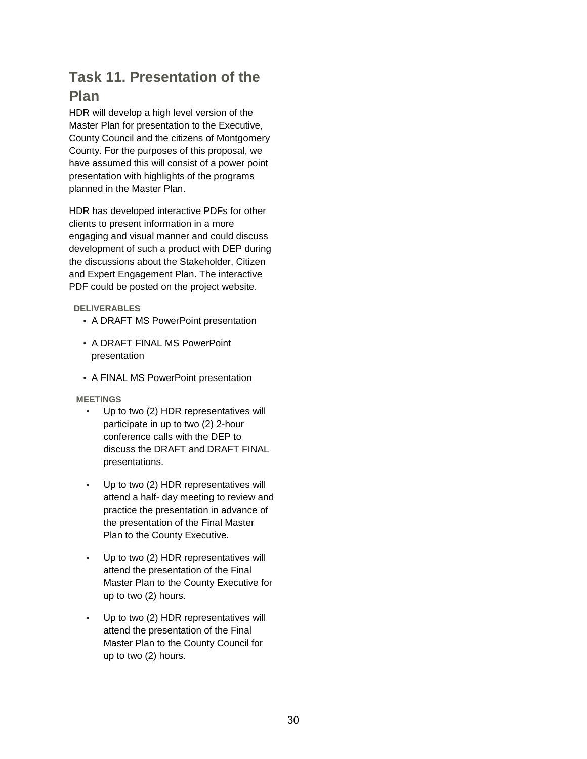## Task 11. Presentation of the Plan

HDR will develop a high level version of the Master Plan for presentation to the Executive, County Council and the citizens of Montgomery County. For the purposes of this proposal, we have assumed this will consist of a power point presentation with highlights of the programs planned in the Master Plan.

HDR has developed interactive PDFs for other clients to present information in a more engaging and visual manner and could discuss development of such a product with DEP during the discussions about the Stakeholder, Citizen and Expert Engagement Plan. The interactive PDF could be posted on the project website.

**DELIVERABLES**

- A DRAFT MS PowerPoint presentation
- A DRAFT FINAL MS PowerPoint presentation
- A FINAL MS PowerPoint presentation

**MEETINGS**

- Up to two (2) HDR representatives will participate in up to two (2) 2-hour conference calls with the DEP to discuss the DRAFT and DRAFT FINAL presentations.
- Up to two (2) HDR representatives will attend a half- day meeting to review and practice the presentation in advance of the presentation of the Final Master Plan to the County Executive.
- Up to two (2) HDR representatives will attend the presentation of the Final Master Plan to the County Executive for up to two (2) hours.
- Up to two (2) HDR representatives will attend the presentation of the Final Master Plan to the County Council for up to two (2) hours.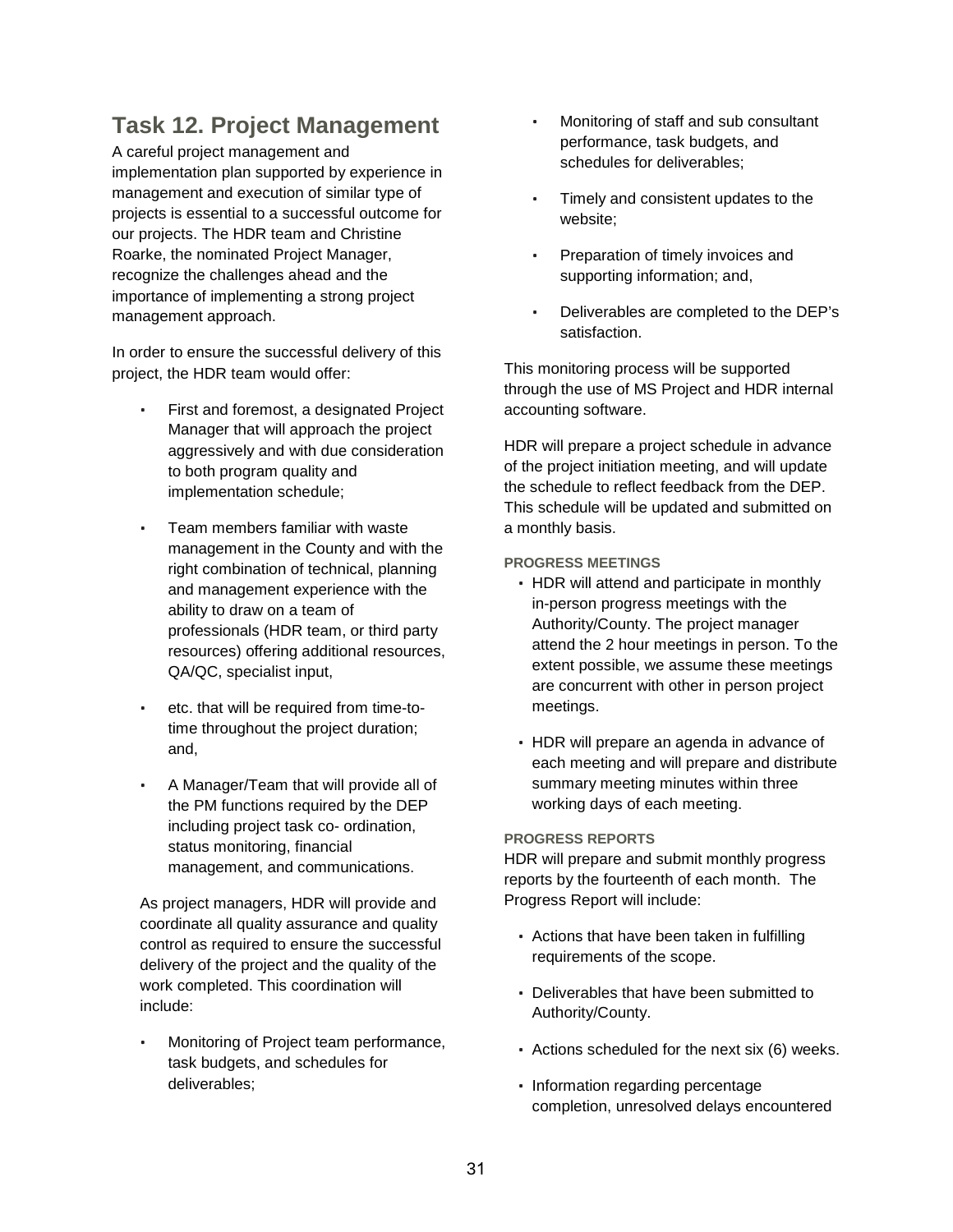## Task 12. Project Management

A careful project management and implementation plan supported by experience in management and execution of similar type of projects is essential to a successful outcome for our projects. The HDR team and Christine Roarke, the nominated Project Manager, recognize the challenges ahead and the importance of implementing a strong project management approach.

In order to ensure the successful delivery of this project, the HDR team would offer:

- First and foremost, a designated Project Manager that will approach the project aggressively and with due consideration to both program quality and implementation schedule;
- Team members familiar with waste management in the County and with the right combination of technical, planning and management experience with the ability to draw on a team of professionals (HDR team, or third party resources) offering additional resources, QA/QC, specialist input,
- etc. that will be required from time-to-time throughout the project duration; and,
- A Manager/Team that will provide all of the PM functions required by the DEP including project task co- ordination, status monitoring, financial management, and communications.

As project managers, HDR will provide and coordinate all quality assurance and quality control as required to ensure the successful delivery of the project and the quality of the work completed. This coordination will include:

- Monitoring of Project team performance, task budgets, and schedules for deliverables;
- Monitoring of staff and sub consultant performance, task budgets, and schedules for deliverables;
- Timely and consistent updates to the website;
- Preparation of timely invoices and supporting information; and,
- Deliverables are completed to the DEP's satisfaction.

This monitoring process will be supported through the use of MS Project and HDR internal accounting software.

HDR will prepare a project schedule in advance of the project initiation meeting, and will update the schedule to reflect feedback from the DEP. This schedule will be updated and submitted on a monthly basis.

#### PROGRESS MEETINGS

- HDR will attend and participate in monthly in-person progress meetings with the Authority/County. The project manager attend the 2 hour meetings in person. To the extent possible, we assume these meetings are concurrent with other in person project meetings.
- HDR will prepare an agenda in advance of each meeting and will prepare and distribute summary meeting minutes within three working days of each meeting.

#### PROGRESS REPORTS

HDR will prepare and submit monthly progress reports by the fourteenth of each month. The Progress Report will include:

- Actions that have been taken in fulfilling requirements of the scope.
- Deliverables that have been submitted to Authority/County.
- Actions scheduled for the next six (6) weeks.
- Information regarding percentage completion, unresolved delays encountered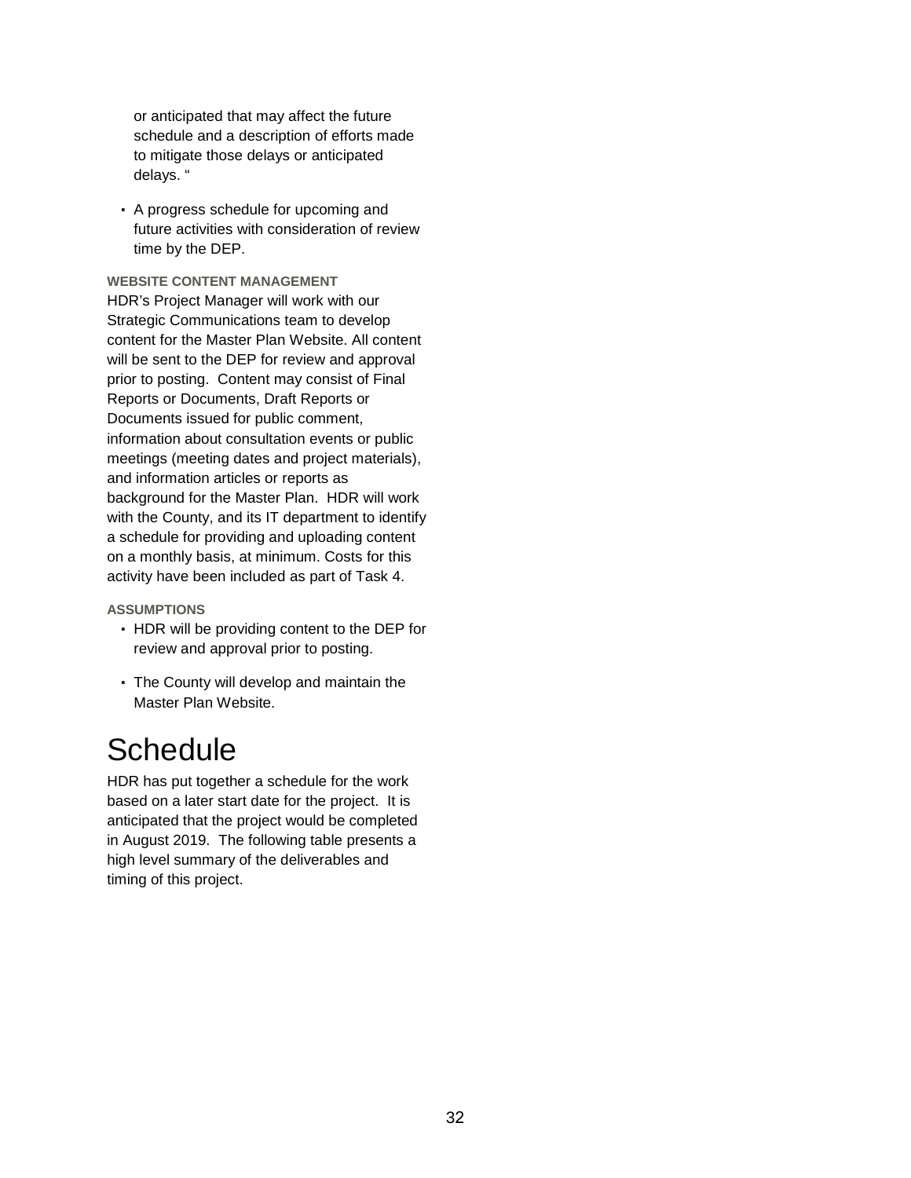or anticipated that may affect the future schedule and a description of efforts made to mitigate those delays or anticipated delays. "

- A progress schedule for upcoming and future activities with consideration of review time by the DEP.

#### WEBSITE CONTENT MANAGEMENT

HDR's Project Manager will work with our Strategic Communications team to develop content for the Master Plan Website. All content will be sent to the DEP for review and approval prior to posting. Content may consist of Final Reports or Documents, Draft Reports or Documents issued for public comment, information about consultation events or public meetings (meeting dates and project materials), and information articles or reports as background for the Master Plan. HDR will work with the County, and its IT department to identify a schedule for providing and uploading content on a monthly basis, at minimum. Costs for this activity have been included as part of Task 4.

#### ASSUMPTIONS

- HDR will be providing content to the DEP for review and approval prior to posting.
- The County will develop and maintain the Master Plan Website.

# Schedule

HDR has put together a schedule for the work based on a later start date for the project. It is anticipated that the project would be completed in August 2019. The following table presents a high level summary of the deliverables and timing of this project.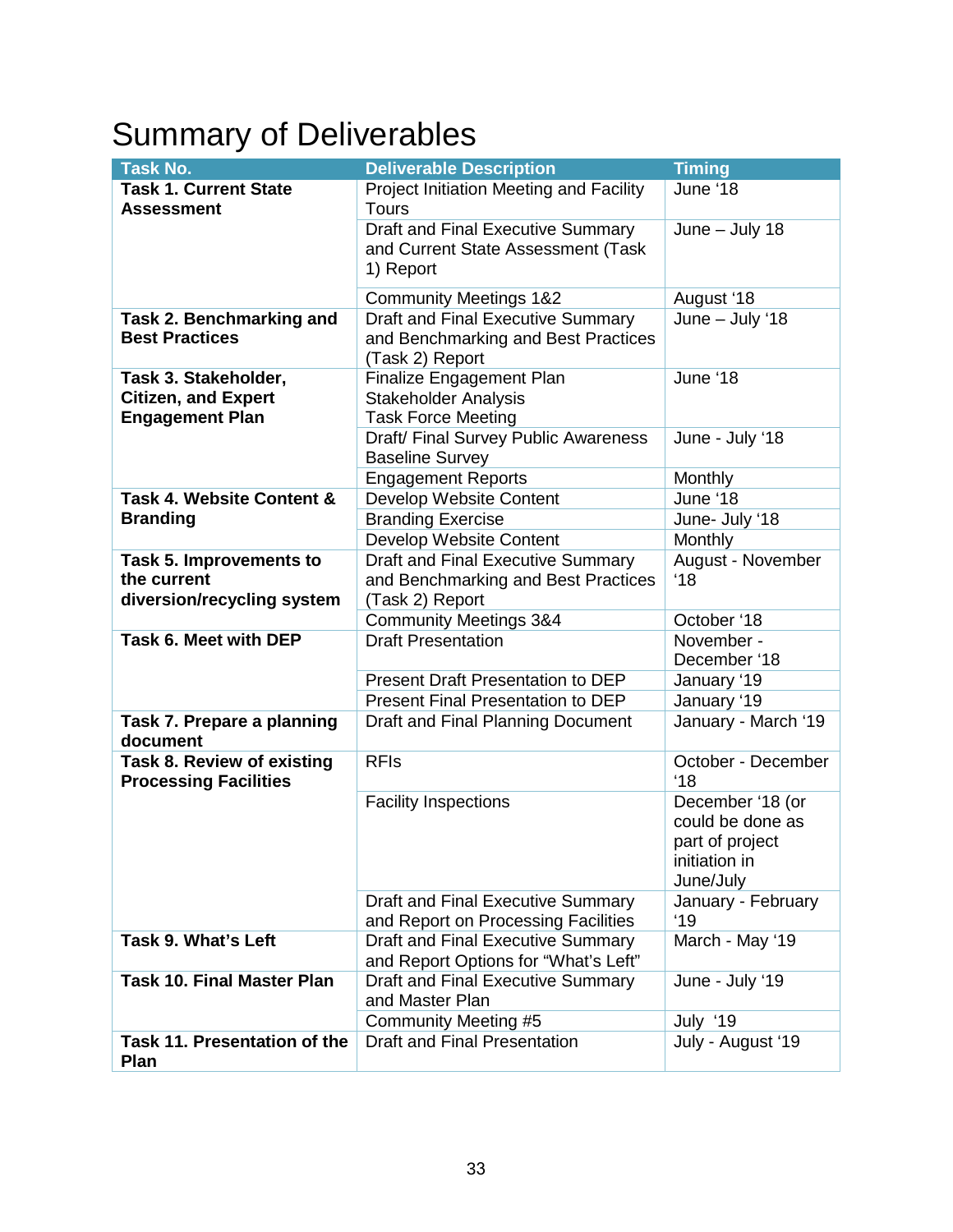# Summary of Deliverables

| Task No. | Deliverable Description | Timing |
|---|---|---|
| **Task 1. Current State Assessment** | Project Initiation Meeting and Facility Tours | June '18 |
| | Draft and Final Executive Summary and Current State Assessment (Task 1) Report | June – July 18 |
| | Community Meetings 1&2 | August '18 |
| **Task 2. Benchmarking and Best Practices** | Draft and Final Executive Summary and Benchmarking and Best Practices (Task 2) Report | June – July '18 |
| **Task 3. Stakeholder, Citizen, and Expert Engagement Plan** | Finalize Engagement Plan<br>Stakeholder Analysis<br>Task Force Meeting | June '18 |
| | Draft/ Final Survey Public Awareness Baseline Survey | June - July '18 |
| | Engagement Reports | Monthly |
| **Task 4. Website Content & Branding** | Develop Website Content | June '18 |
| | Branding Exercise | June- July '18 |
| | Develop Website Content | Monthly |
| **Task 5. Improvements to the current diversion/recycling system** | Draft and Final Executive Summary and Benchmarking and Best Practices (Task 2) Report | August - November '18 |
| | Community Meetings 3&4 | October '18 |
| **Task 6. Meet with DEP** | Draft Presentation | November - December '18 |
| | Present Draft Presentation to DEP | January '19 |
| | Present Final Presentation to DEP | January '19 |
| **Task 7. Prepare a planning document** | Draft and Final Planning Document | January - March '19 |
| **Task 8. Review of existing Processing Facilities** | RFIs | October - December '18 |
| | Facility Inspections | December '18 (or could be done as part of project initiation in June/July |
| | Draft and Final Executive Summary and Report on Processing Facilities | January - February '19 |
| **Task 9. What's Left** | Draft and Final Executive Summary and Report Options for "What's Left" | March - May '19 |
| **Task 10. Final Master Plan** | Draft and Final Executive Summary and Master Plan | June - July '19 |
| | Community Meeting #5 | July '19 |
| **Task 11. Presentation of the Plan** | Draft and Final Presentation | July - August '19 |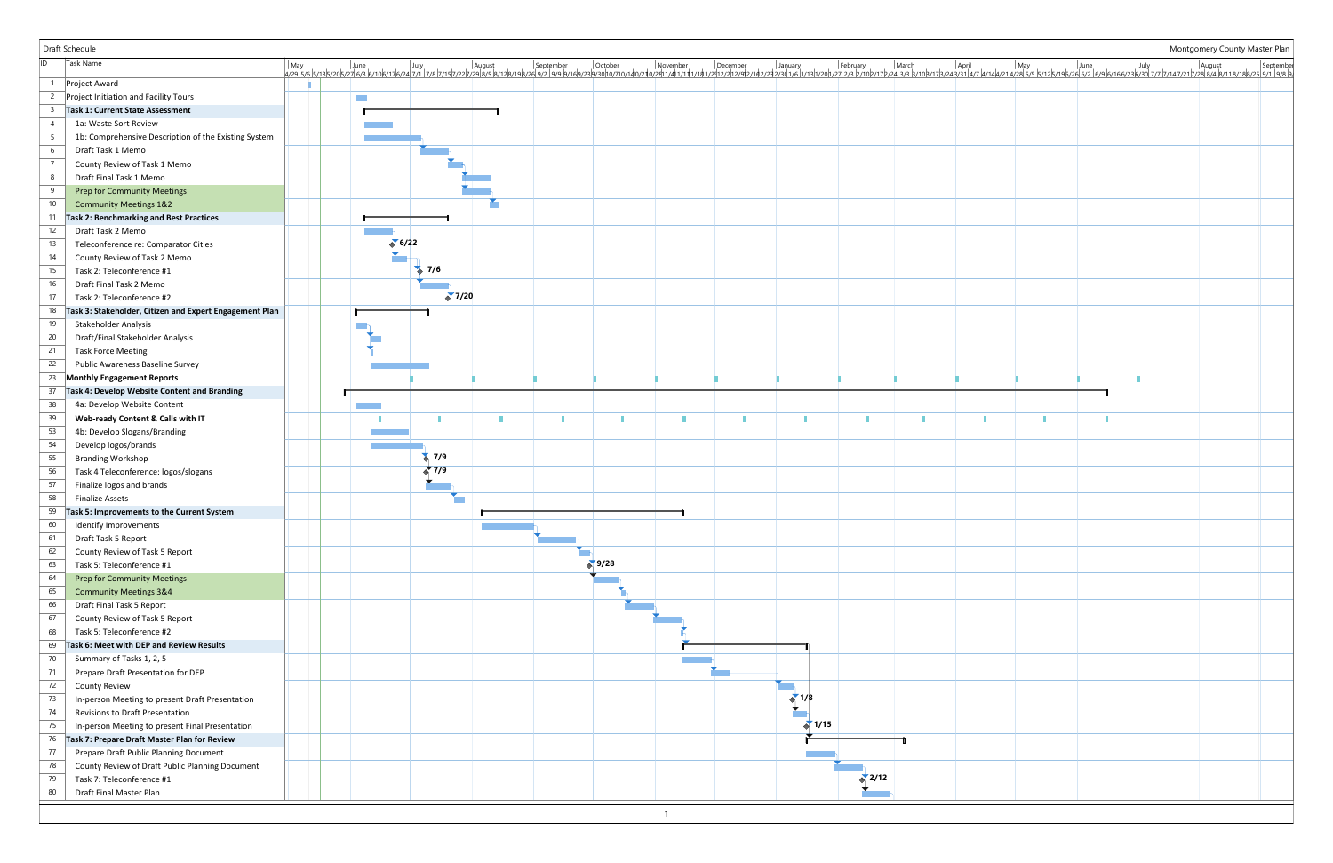Draft Schedule

Montgomery County Master Plan

| ID | Task Name | Milestone |
|---|---|---|
| 1 | Project Award | |
| 2 | Project Initiation and Facility Tours | |
| 3 | **Task 1: Current State Assessment** | |
| 4 | 1a: Waste Sort Review | |
| 5 | 1b: Comprehensive Description of the Existing System | |
| 6 | Draft Task 1 Memo | |
| 7 | County Review of Task 1 Memo | |
| 8 | Draft Final Task 1 Memo | |
| 9 | Prep for Community Meetings | |
| 10 | Community Meetings 1&2 | |
| 11 | **Task 2: Benchmarking and Best Practices** | |
| 12 | Draft Task 2 Memo | |
| 13 | Teleconference re: Comparator Cities | 6/22 |
| 14 | County Review of Task 2 Memo | |
| 15 | Task 2: Teleconference #1 | 7/6 |
| 16 | Draft Final Task 2 Memo | |
| 17 | Task 2: Teleconference #2 | 7/20 |
| 18 | **Task 3: Stakeholder, Citizen and Expert Engagement Plan** | |
| 19 | Stakeholder Analysis | |
| 20 | Draft/Final Stakeholder Analysis | |
| 21 | Task Force Meeting | |
| 22 | Public Awareness Baseline Survey | |
| 23 | **Monthly Engagement Reports** | |
| 37 | **Task 4: Develop Website Content and Branding** | |
| 38 | 4a: Develop Website Content | |
| 39 | **Web-ready Content & Calls with IT** | |
| 53 | 4b: Develop Slogans/Branding | |
| 54 | Develop logos/brands | |
| 55 | Branding Workshop | 7/9 |
| 56 | Task 4 Teleconference: logos/slogans | 7/9 |
| 57 | Finalize logos and brands | |
| 58 | Finalize Assets | |
| 59 | **Task 5: Improvements to the Current System** | |
| 60 | Identify Improvements | |
| 61 | Draft Task 5 Report | |
| 62 | County Review of Task 5 Report | |
| 63 | Task 5: Teleconference #1 | 9/28 |
| 64 | Prep for Community Meetings | |
| 65 | Community Meetings 3&4 | |
| 66 | Draft Final Task 5 Report | |
| 67 | County Review of Task 5 Report | |
| 68 | Task 5: Teleconference #2 | |
| 69 | **Task 6: Meet with DEP and Review Results** | |
| 70 | Summary of Tasks 1, 2, 5 | |
| 71 | Prepare Draft Presentation for DEP | |
| 72 | County Review | |
| 73 | In-person Meeting to present Draft Presentation | 1/8 |
| 74 | Revisions to Draft Presentation | |
| 75 | In-person Meeting to present Final Presentation | 1/15 |
| 76 | **Task 7: Prepare Draft Master Plan for Review** | |
| 77 | Prepare Draft Public Planning Document | |
| 78 | County Review of Draft Public Planning Document | |
| 79 | Task 7: Teleconference #1 | 2/12 |
| 80 | Draft Final Master Plan | |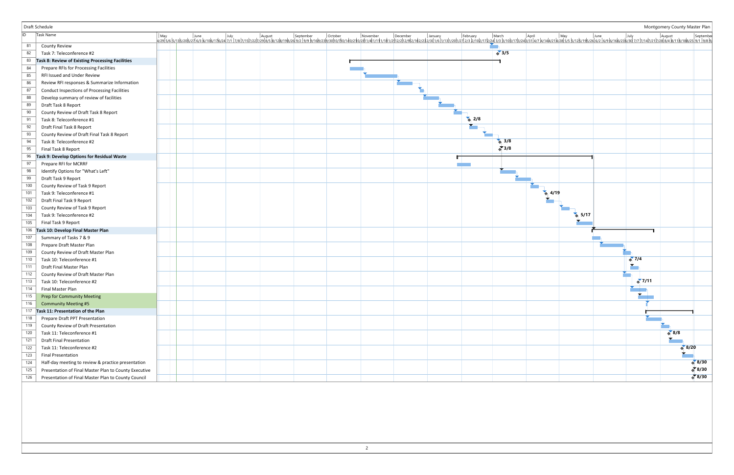Draft Schedule

Montgomery County Master Plan

| ID | Task Name | Milestone |
|---|---|---|
| 81 | County Review | |
| 82 | Task 7: Teleconference #2 | 3/5 |
| 83 | **Task 8: Review of Existing Processing Facilities** | |
| 84 | Prepare RFIs for Processing Facilities | |
| 85 | RFI Issued and Under Review | |
| 86 | Review RFI responses & Summarize Information | |
| 87 | Conduct Inspections of Processing Facilities | |
| 88 | Develop summary of review of facilities | |
| 89 | Draft Task 8 Report | |
| 90 | County Review of Draft Task 8 Report | |
| 91 | Task 8: Teleconference #1 | 2/8 |
| 92 | Draft Final Task 8 Report | |
| 93 | County Review of Draft Final Task 8 Report | |
| 94 | Task 8: Teleconference #2 | 3/8 |
| 95 | Final Task 8 Report | 3/8 |
| 96 | **Task 9: Develop Options for Residual Waste** | |
| 97 | Prepare RFI for MCRRF | |
| 98 | Identify Options for "What's Left" | |
| 99 | Draft Task 9 Report | |
| 100 | County Review of Task 9 Report | |
| 101 | Task 9: Teleconference #1 | 4/19 |
| 102 | Draft Final Task 9 Report | |
| 103 | County Review of Task 9 Report | |
| 104 | Task 9: Teleconference #2 | 5/17 |
| 105 | Final Task 9 Report | |
| 106 | **Task 10: Develop Final Master Plan** | |
| 107 | Summary of Tasks 7 & 9 | |
| 108 | Prepare Draft Master Plan | |
| 109 | County Review of Draft Master Plan | |
| 110 | Task 10: Teleconference #1 | 7/4 |
| 111 | Draft Final Master Plan | |
| 112 | County Review of Draft Master Plan | |
| 113 | Task 10: Teleconference #2 | 7/11 |
| 114 | Final Master Plan | |
| 115 | Prep for Community Meeting | |
| 116 | Community Meeting #5 | |
| 117 | **Task 11: Presentation of the Plan** | |
| 118 | Prepare Draft PPT Presentation | |
| 119 | County Review of Draft Presentation | |
| 120 | Task 11: Teleconference #1 | 8/8 |
| 121 | Draft Final Presentation | |
| 122 | Task 11: Teleconference #2 | 8/20 |
| 123 | Final Presentation | |
| 124 | Half-day meeting to review & practice presentation | 8/30 |
| 125 | Presentation of Final Master Plan to County Executive | 8/30 |
| 126 | Presentation of Final Master Plan to County Council | 8/30 |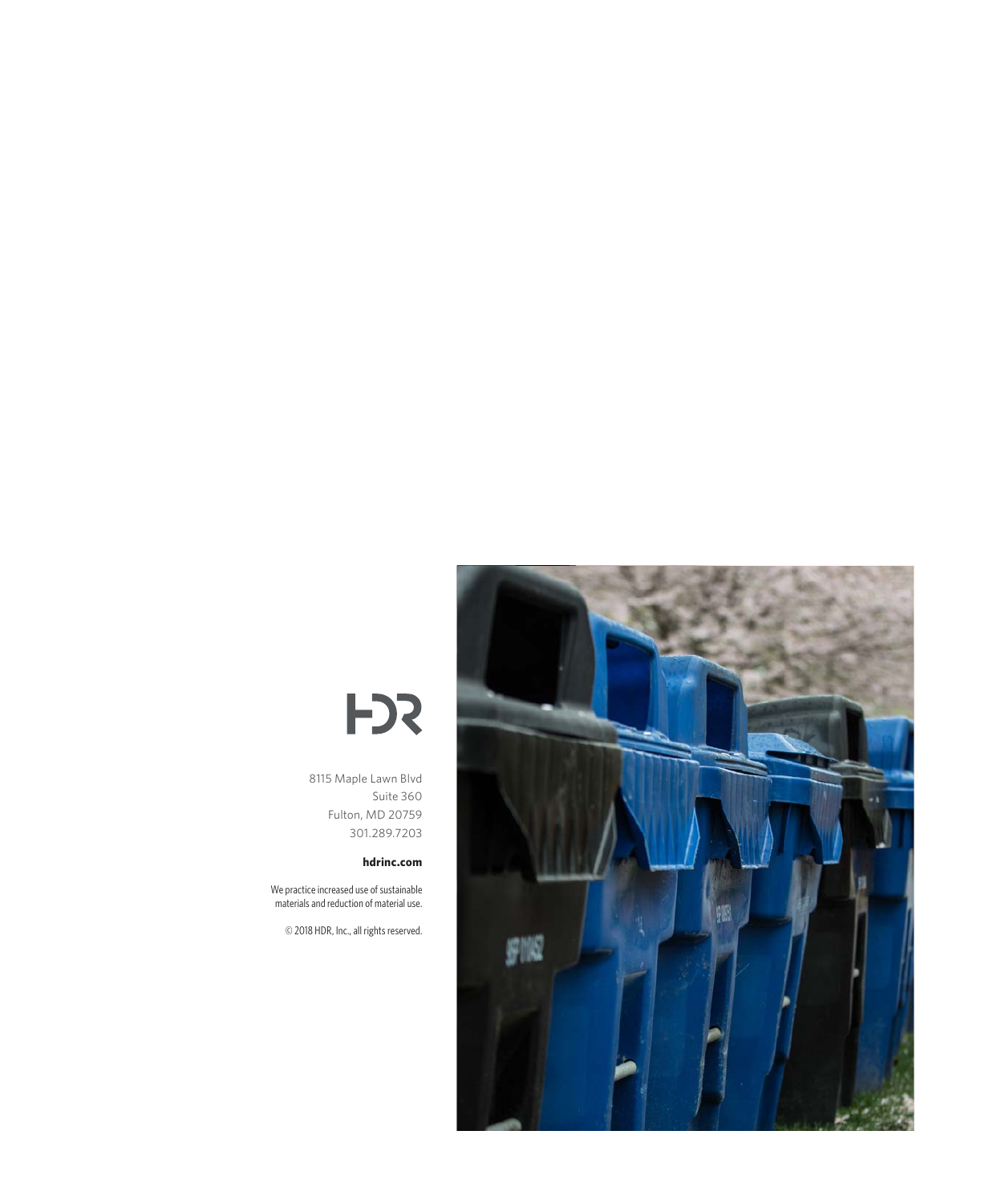8115 Maple Lawn Blvd
Suite 360
Fulton, MD 20759
301.289.7203

**hdrinc.com**

We practice increased use of sustainable materials and reduction of material use.

© 2018 HDR, Inc., all rights reserved.